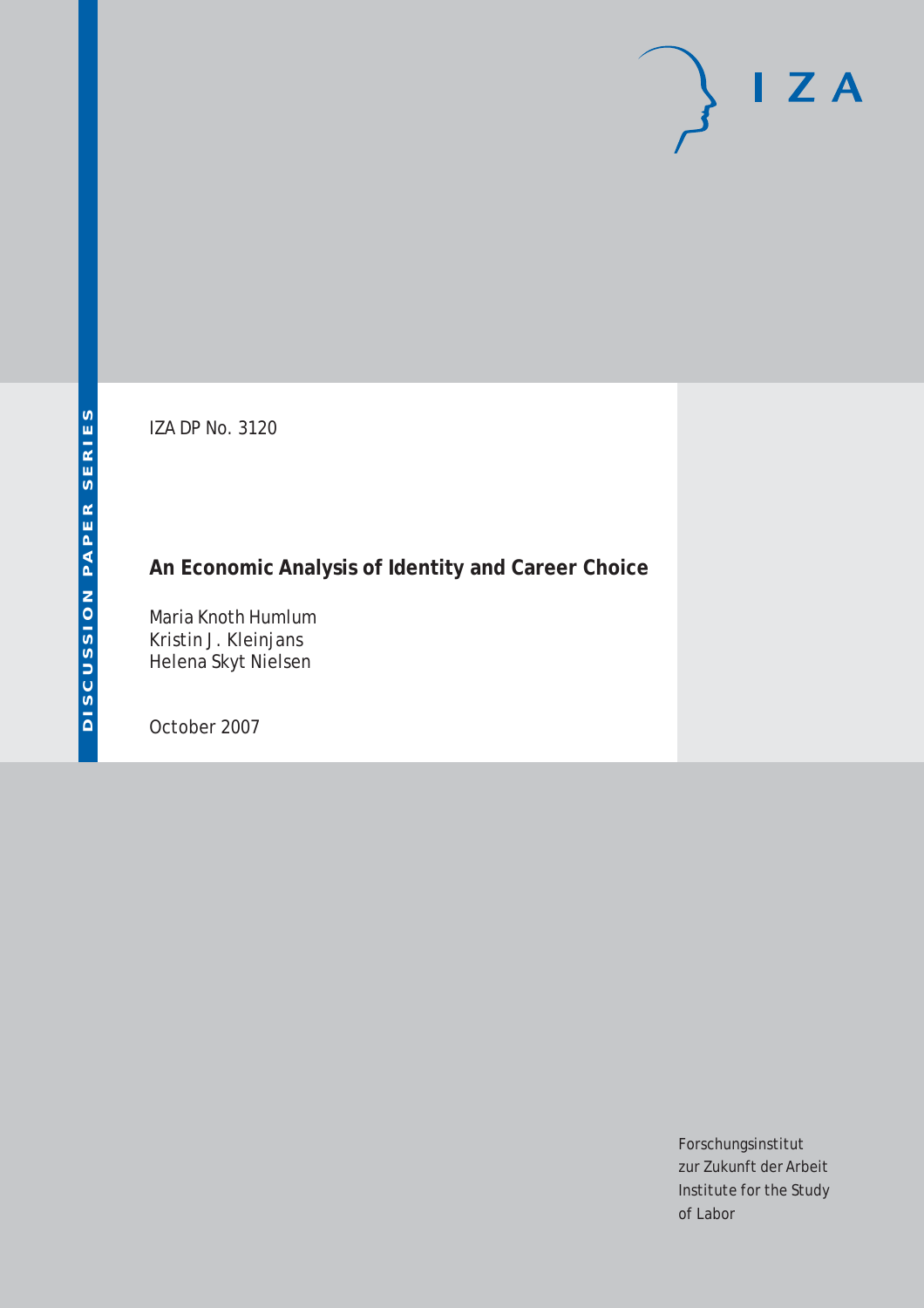DISCUSSION PAPER SERIES

IZA DP No. 3120

# An Economic Analysis of Identity and Career Choice

Maria Knoth Humlum
Kristin J. Kleinjans
Helena Skyt Nielsen

October 2007

Forschungsinstitut
zur Zukunft der Arbeit
Institute for the Study
of Labor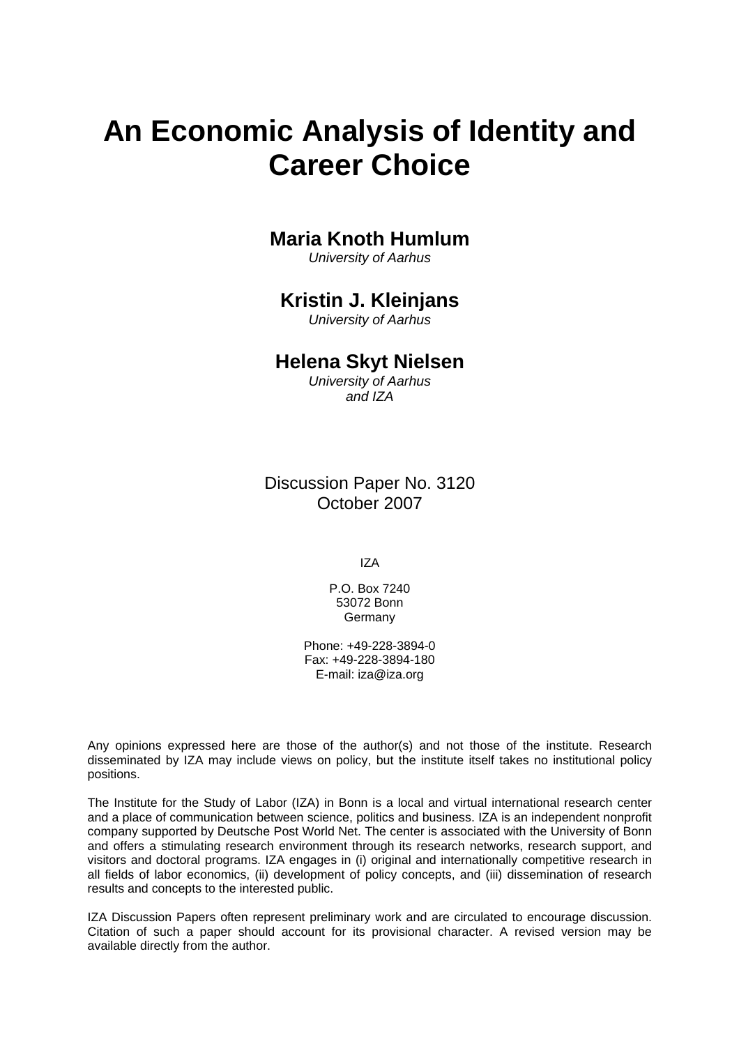# An Economic Analysis of Identity and Career Choice

**Maria Knoth Humlum**
*University of Aarhus*

**Kristin J. Kleinjans**
*University of Aarhus*

**Helena Skyt Nielsen**
*University of Aarhus and IZA*

Discussion Paper No. 3120
October 2007

IZA

P.O. Box 7240
53072 Bonn
Germany

Phone: +49-228-3894-0
Fax: +49-228-3894-180
E-mail: iza@iza.org

Any opinions expressed here are those of the author(s) and not those of the institute. Research disseminated by IZA may include views on policy, but the institute itself takes no institutional policy positions.

The Institute for the Study of Labor (IZA) in Bonn is a local and virtual international research center and a place of communication between science, politics and business. IZA is an independent nonprofit company supported by Deutsche Post World Net. The center is associated with the University of Bonn and offers a stimulating research environment through its research networks, research support, and visitors and doctoral programs. IZA engages in (i) original and internationally competitive research in all fields of labor economics, (ii) development of policy concepts, and (iii) dissemination of research results and concepts to the interested public.

IZA Discussion Papers often represent preliminary work and are circulated to encourage discussion. Citation of such a paper should account for its provisional character. A revised version may be available directly from the author.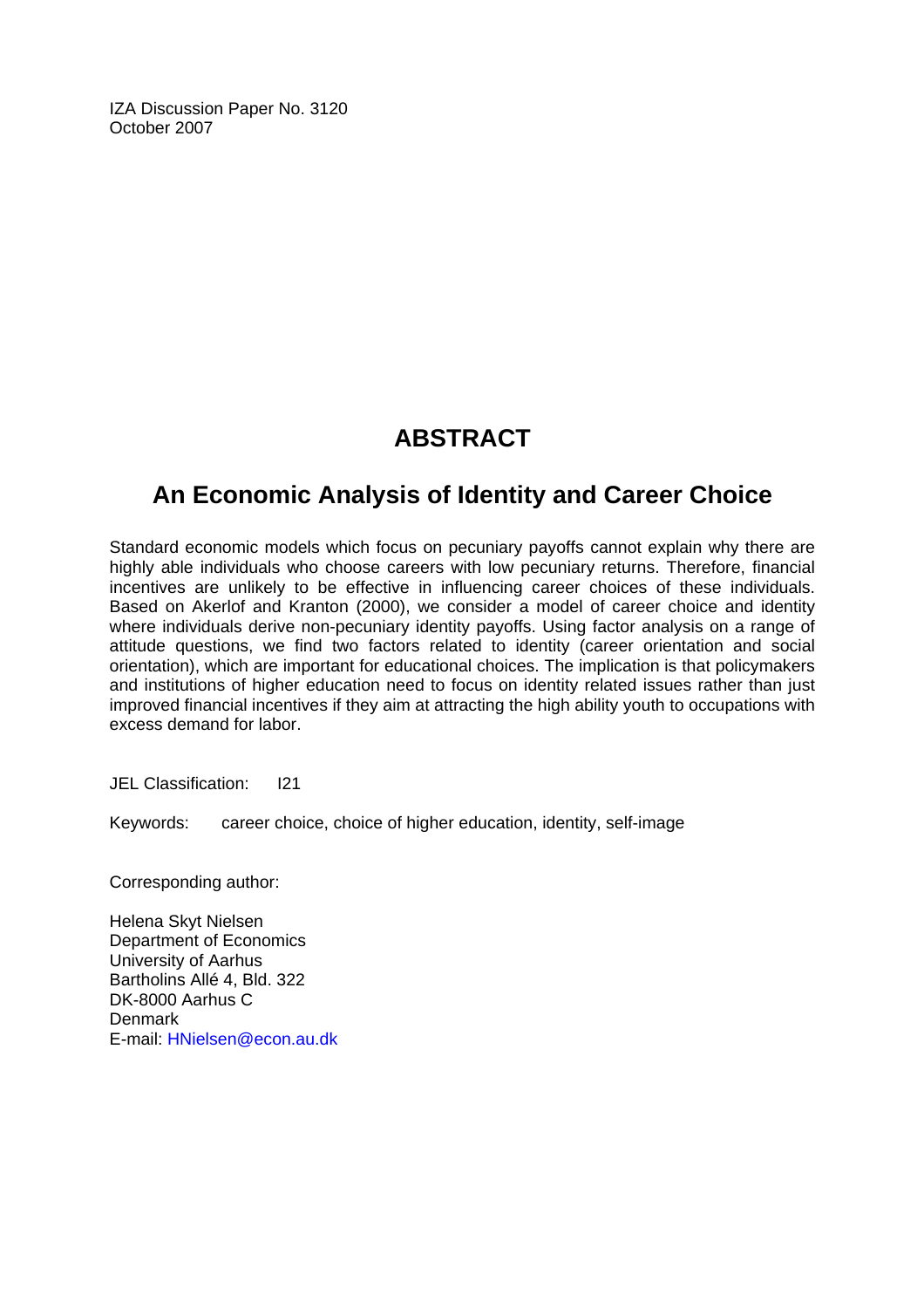IZA Discussion Paper No. 3120
October 2007

# ABSTRACT

## An Economic Analysis of Identity and Career Choice

Standard economic models which focus on pecuniary payoffs cannot explain why there are highly able individuals who choose careers with low pecuniary returns. Therefore, financial incentives are unlikely to be effective in influencing career choices of these individuals. Based on Akerlof and Kranton (2000), we consider a model of career choice and identity where individuals derive non-pecuniary identity payoffs. Using factor analysis on a range of attitude questions, we find two factors related to identity (career orientation and social orientation), which are important for educational choices. The implication is that policymakers and institutions of higher education need to focus on identity related issues rather than just improved financial incentives if they aim at attracting the high ability youth to occupations with excess demand for labor.

JEL Classification: I21

Keywords: career choice, choice of higher education, identity, self-image

Corresponding author:

Helena Skyt Nielsen
Department of Economics
University of Aarhus
Bartholins Allé 4, Bld. 322
DK-8000 Aarhus C
Denmark
E-mail: HNielsen@econ.au.dk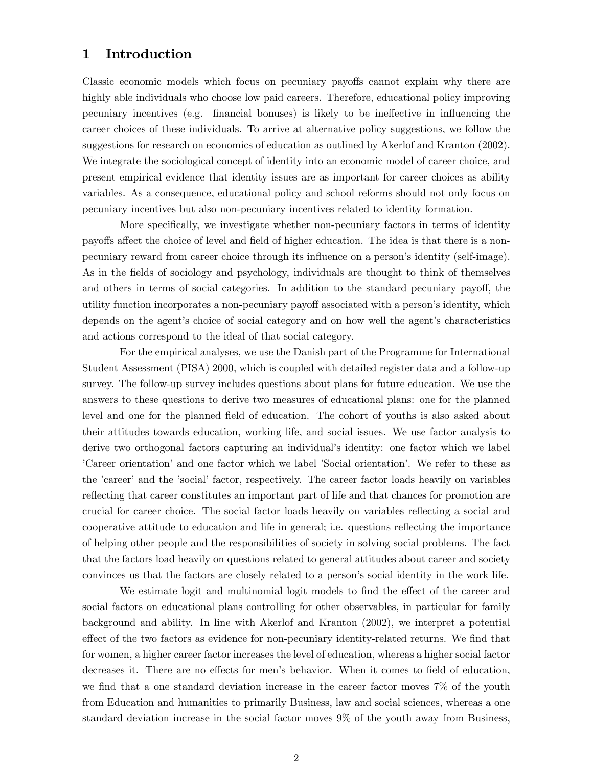# 1 Introduction

Classic economic models which focus on pecuniary payoffs cannot explain why there are highly able individuals who choose low paid careers. Therefore, educational policy improving pecuniary incentives (e.g. financial bonuses) is likely to be ineffective in influencing the career choices of these individuals. To arrive at alternative policy suggestions, we follow the suggestions for research on economics of education as outlined by Akerlof and Kranton (2002). We integrate the sociological concept of identity into an economic model of career choice, and present empirical evidence that identity issues are as important for career choices as ability variables. As a consequence, educational policy and school reforms should not only focus on pecuniary incentives but also non-pecuniary incentives related to identity formation.

More specifically, we investigate whether non-pecuniary factors in terms of identity payoffs affect the choice of level and field of higher education. The idea is that there is a non-pecuniary reward from career choice through its influence on a person's identity (self-image). As in the fields of sociology and psychology, individuals are thought to think of themselves and others in terms of social categories. In addition to the standard pecuniary payoff, the utility function incorporates a non-pecuniary payoff associated with a person's identity, which depends on the agent's choice of social category and on how well the agent's characteristics and actions correspond to the ideal of that social category.

For the empirical analyses, we use the Danish part of the Programme for International Student Assessment (PISA) 2000, which is coupled with detailed register data and a follow-up survey. The follow-up survey includes questions about plans for future education. We use the answers to these questions to derive two measures of educational plans: one for the planned level and one for the planned field of education. The cohort of youths is also asked about their attitudes towards education, working life, and social issues. We use factor analysis to derive two orthogonal factors capturing an individual's identity: one factor which we label 'Career orientation' and one factor which we label 'Social orientation'. We refer to these as the 'career' and the 'social' factor, respectively. The career factor loads heavily on variables reflecting that career constitutes an important part of life and that chances for promotion are crucial for career choice. The social factor loads heavily on variables reflecting a social and cooperative attitude to education and life in general; i.e. questions reflecting the importance of helping other people and the responsibilities of society in solving social problems. The fact that the factors load heavily on questions related to general attitudes about career and society convinces us that the factors are closely related to a person's social identity in the work life.

We estimate logit and multinomial logit models to find the effect of the career and social factors on educational plans controlling for other observables, in particular for family background and ability. In line with Akerlof and Kranton (2002), we interpret a potential effect of the two factors as evidence for non-pecuniary identity-related returns. We find that for women, a higher career factor increases the level of education, whereas a higher social factor decreases it. There are no effects for men's behavior. When it comes to field of education, we find that a one standard deviation increase in the career factor moves 7% of the youth from Education and humanities to primarily Business, law and social sciences, whereas a one standard deviation increase in the social factor moves 9% of the youth away from Business,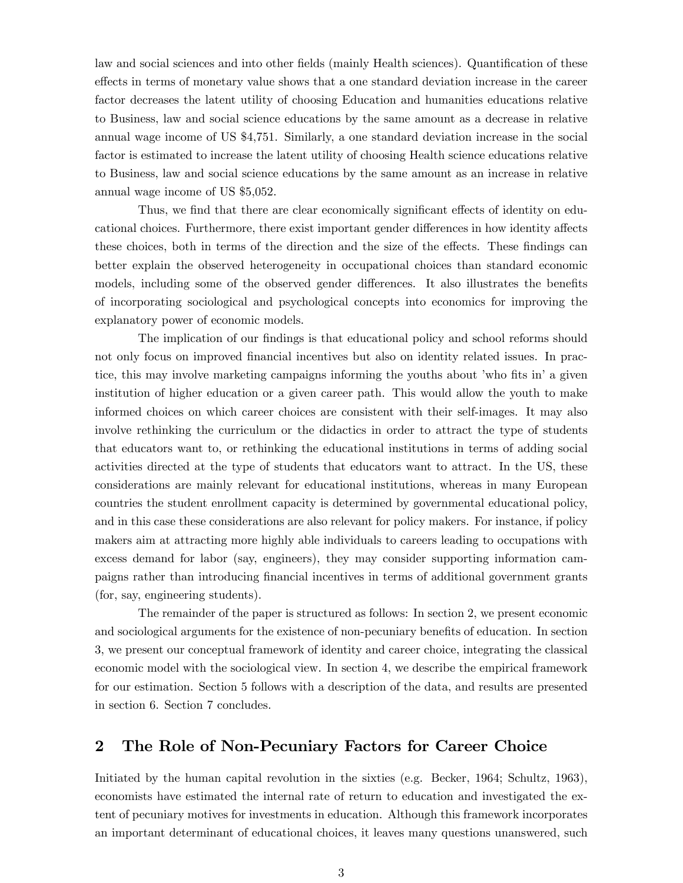law and social sciences and into other fields (mainly Health sciences). Quantification of these effects in terms of monetary value shows that a one standard deviation increase in the career factor decreases the latent utility of choosing Education and humanities educations relative to Business, law and social science educations by the same amount as a decrease in relative annual wage income of US $4,751. Similarly, a one standard deviation increase in the social factor is estimated to increase the latent utility of choosing Health science educations relative to Business, law and social science educations by the same amount as an increase in relative annual wage income of US $5,052.

Thus, we find that there are clear economically significant effects of identity on educational choices. Furthermore, there exist important gender differences in how identity affects these choices, both in terms of the direction and the size of the effects. These findings can better explain the observed heterogeneity in occupational choices than standard economic models, including some of the observed gender differences. It also illustrates the benefits of incorporating sociological and psychological concepts into economics for improving the explanatory power of economic models.

The implication of our findings is that educational policy and school reforms should not only focus on improved financial incentives but also on identity related issues. In practice, this may involve marketing campaigns informing the youths about 'who fits in' a given institution of higher education or a given career path. This would allow the youth to make informed choices on which career choices are consistent with their self-images. It may also involve rethinking the curriculum or the didactics in order to attract the type of students that educators want to, or rethinking the educational institutions in terms of adding social activities directed at the type of students that educators want to attract. In the US, these considerations are mainly relevant for educational institutions, whereas in many European countries the student enrollment capacity is determined by governmental educational policy, and in this case these considerations are also relevant for policy makers. For instance, if policy makers aim at attracting more highly able individuals to careers leading to occupations with excess demand for labor (say, engineers), they may consider supporting information campaigns rather than introducing financial incentives in terms of additional government grants (for, say, engineering students).

The remainder of the paper is structured as follows: In section 2, we present economic and sociological arguments for the existence of non-pecuniary benefits of education. In section 3, we present our conceptual framework of identity and career choice, integrating the classical economic model with the sociological view. In section 4, we describe the empirical framework for our estimation. Section 5 follows with a description of the data, and results are presented in section 6. Section 7 concludes.

## 2 The Role of Non-Pecuniary Factors for Career Choice

Initiated by the human capital revolution in the sixties (e.g. Becker, 1964; Schultz, 1963), economists have estimated the internal rate of return to education and investigated the extent of pecuniary motives for investments in education. Although this framework incorporates an important determinant of educational choices, it leaves many questions unanswered, such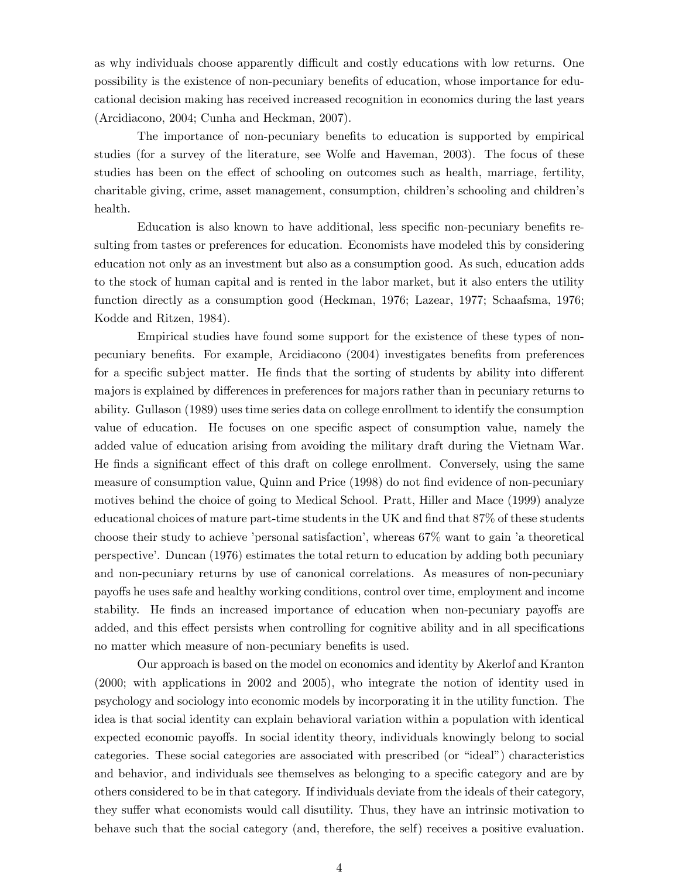as why individuals choose apparently difficult and costly educations with low returns. One possibility is the existence of non-pecuniary benefits of education, whose importance for educational decision making has received increased recognition in economics during the last years (Arcidiacono, 2004; Cunha and Heckman, 2007).

The importance of non-pecuniary benefits to education is supported by empirical studies (for a survey of the literature, see Wolfe and Haveman, 2003). The focus of these studies has been on the effect of schooling on outcomes such as health, marriage, fertility, charitable giving, crime, asset management, consumption, children's schooling and children's health.

Education is also known to have additional, less specific non-pecuniary benefits resulting from tastes or preferences for education. Economists have modeled this by considering education not only as an investment but also as a consumption good. As such, education adds to the stock of human capital and is rented in the labor market, but it also enters the utility function directly as a consumption good (Heckman, 1976; Lazear, 1977; Schaafsma, 1976; Kodde and Ritzen, 1984).

Empirical studies have found some support for the existence of these types of non-pecuniary benefits. For example, Arcidiacono (2004) investigates benefits from preferences for a specific subject matter. He finds that the sorting of students by ability into different majors is explained by differences in preferences for majors rather than in pecuniary returns to ability. Gullason (1989) uses time series data on college enrollment to identify the consumption value of education. He focuses on one specific aspect of consumption value, namely the added value of education arising from avoiding the military draft during the Vietnam War. He finds a significant effect of this draft on college enrollment. Conversely, using the same measure of consumption value, Quinn and Price (1998) do not find evidence of non-pecuniary motives behind the choice of going to Medical School. Pratt, Hiller and Mace (1999) analyze educational choices of mature part-time students in the UK and find that 87% of these students choose their study to achieve 'personal satisfaction', whereas 67% want to gain 'a theoretical perspective'. Duncan (1976) estimates the total return to education by adding both pecuniary and non-pecuniary returns by use of canonical correlations. As measures of non-pecuniary payoffs he uses safe and healthy working conditions, control over time, employment and income stability. He finds an increased importance of education when non-pecuniary payoffs are added, and this effect persists when controlling for cognitive ability and in all specifications no matter which measure of non-pecuniary benefits is used.

Our approach is based on the model on economics and identity by Akerlof and Kranton (2000; with applications in 2002 and 2005), who integrate the notion of identity used in psychology and sociology into economic models by incorporating it in the utility function. The idea is that social identity can explain behavioral variation within a population with identical expected economic payoffs. In social identity theory, individuals knowingly belong to social categories. These social categories are associated with prescribed (or "ideal") characteristics and behavior, and individuals see themselves as belonging to a specific category and are by others considered to be in that category. If individuals deviate from the ideals of their category, they suffer what economists would call disutility. Thus, they have an intrinsic motivation to behave such that the social category (and, therefore, the self) receives a positive evaluation.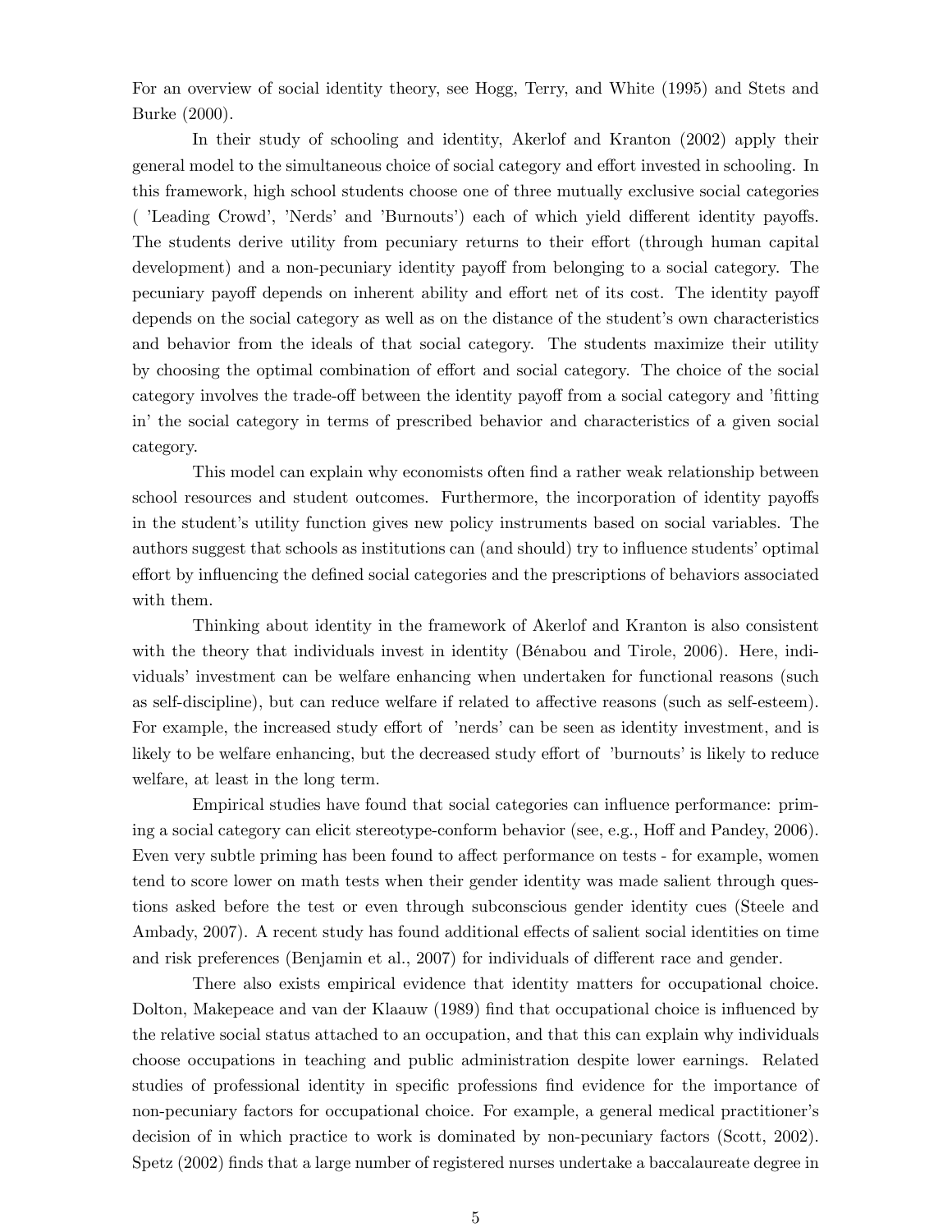For an overview of social identity theory, see Hogg, Terry, and White (1995) and Stets and Burke (2000).

In their study of schooling and identity, Akerlof and Kranton (2002) apply their general model to the simultaneous choice of social category and effort invested in schooling. In this framework, high school students choose one of three mutually exclusive social categories ( 'Leading Crowd', 'Nerds' and 'Burnouts') each of which yield different identity payoffs. The students derive utility from pecuniary returns to their effort (through human capital development) and a non-pecuniary identity payoff from belonging to a social category. The pecuniary payoff depends on inherent ability and effort net of its cost. The identity payoff depends on the social category as well as on the distance of the student's own characteristics and behavior from the ideals of that social category. The students maximize their utility by choosing the optimal combination of effort and social category. The choice of the social category involves the trade-off between the identity payoff from a social category and 'fitting in' the social category in terms of prescribed behavior and characteristics of a given social category.

This model can explain why economists often find a rather weak relationship between school resources and student outcomes. Furthermore, the incorporation of identity payoffs in the student's utility function gives new policy instruments based on social variables. The authors suggest that schools as institutions can (and should) try to influence students' optimal effort by influencing the defined social categories and the prescriptions of behaviors associated with them.

Thinking about identity in the framework of Akerlof and Kranton is also consistent with the theory that individuals invest in identity (Bénabou and Tirole, 2006). Here, individuals' investment can be welfare enhancing when undertaken for functional reasons (such as self-discipline), but can reduce welfare if related to affective reasons (such as self-esteem). For example, the increased study effort of 'nerds' can be seen as identity investment, and is likely to be welfare enhancing, but the decreased study effort of 'burnouts' is likely to reduce welfare, at least in the long term.

Empirical studies have found that social categories can influence performance: priming a social category can elicit stereotype-conform behavior (see, e.g., Hoff and Pandey, 2006). Even very subtle priming has been found to affect performance on tests - for example, women tend to score lower on math tests when their gender identity was made salient through questions asked before the test or even through subconscious gender identity cues (Steele and Ambady, 2007). A recent study has found additional effects of salient social identities on time and risk preferences (Benjamin et al., 2007) for individuals of different race and gender.

There also exists empirical evidence that identity matters for occupational choice. Dolton, Makepeace and van der Klaauw (1989) find that occupational choice is influenced by the relative social status attached to an occupation, and that this can explain why individuals choose occupations in teaching and public administration despite lower earnings. Related studies of professional identity in specific professions find evidence for the importance of non-pecuniary factors for occupational choice. For example, a general medical practitioner's decision of in which practice to work is dominated by non-pecuniary factors (Scott, 2002). Spetz (2002) finds that a large number of registered nurses undertake a baccalaureate degree in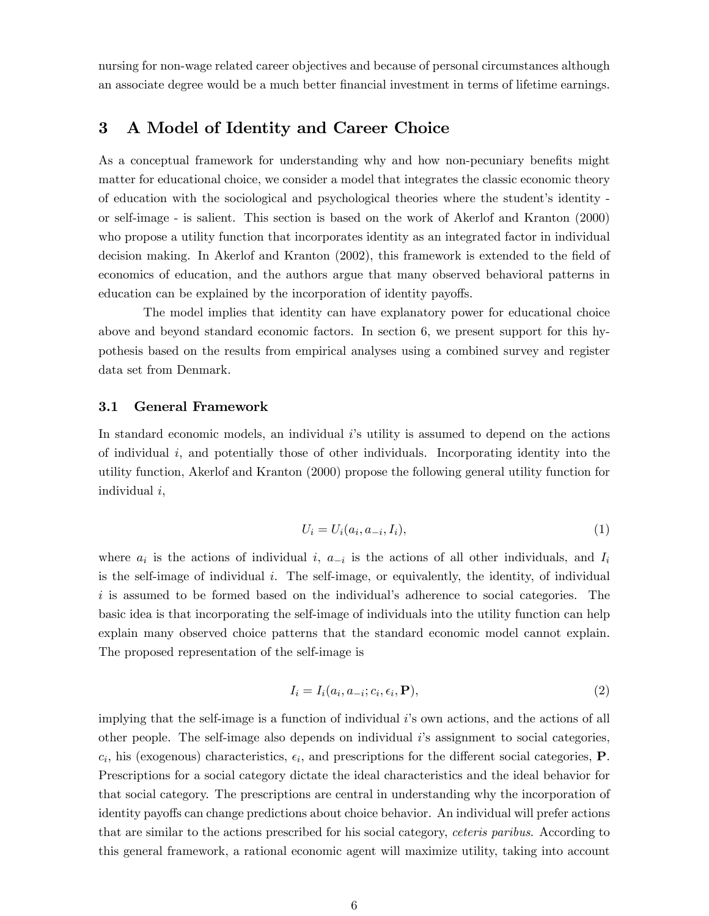nursing for non-wage related career objectives and because of personal circumstances although an associate degree would be a much better financial investment in terms of lifetime earnings.

## 3 A Model of Identity and Career Choice

As a conceptual framework for understanding why and how non-pecuniary benefits might matter for educational choice, we consider a model that integrates the classic economic theory of education with the sociological and psychological theories where the student's identity - or self-image - is salient. This section is based on the work of Akerlof and Kranton (2000) who propose a utility function that incorporates identity as an integrated factor in individual decision making. In Akerlof and Kranton (2002), this framework is extended to the field of economics of education, and the authors argue that many observed behavioral patterns in education can be explained by the incorporation of identity payoffs.

The model implies that identity can have explanatory power for educational choice above and beyond standard economic factors. In section 6, we present support for this hypothesis based on the results from empirical analyses using a combined survey and register data set from Denmark.

### 3.1 General Framework

In standard economic models, an individual $i$'s utility is assumed to depend on the actions of individual $i$, and potentially those of other individuals. Incorporating identity into the utility function, Akerlof and Kranton (2000) propose the following general utility function for individual $i$,

$$U_i = U_i(a_i, a_{-i}, I_i), \tag{1}$$

where $a_i$ is the actions of individual $i$, $a_{-i}$ is the actions of all other individuals, and $I_i$ is the self-image of individual $i$. The self-image, or equivalently, the identity, of individual $i$ is assumed to be formed based on the individual's adherence to social categories. The basic idea is that incorporating the self-image of individuals into the utility function can help explain many observed choice patterns that the standard economic model cannot explain. The proposed representation of the self-image is

$$I_i = I_i(a_i, a_{-i}; c_i, \epsilon_i, \mathbf{P}), \tag{2}$$

implying that the self-image is a function of individual $i$'s own actions, and the actions of all other people. The self-image also depends on individual $i$'s assignment to social categories, $c_i$, his (exogenous) characteristics, $\epsilon_i$, and prescriptions for the different social categories, $\mathbf{P}$. Prescriptions for a social category dictate the ideal characteristics and the ideal behavior for that social category. The prescriptions are central in understanding why the incorporation of identity payoffs can change predictions about choice behavior. An individual will prefer actions that are similar to the actions prescribed for his social category, *ceteris paribus*. According to this general framework, a rational economic agent will maximize utility, taking into account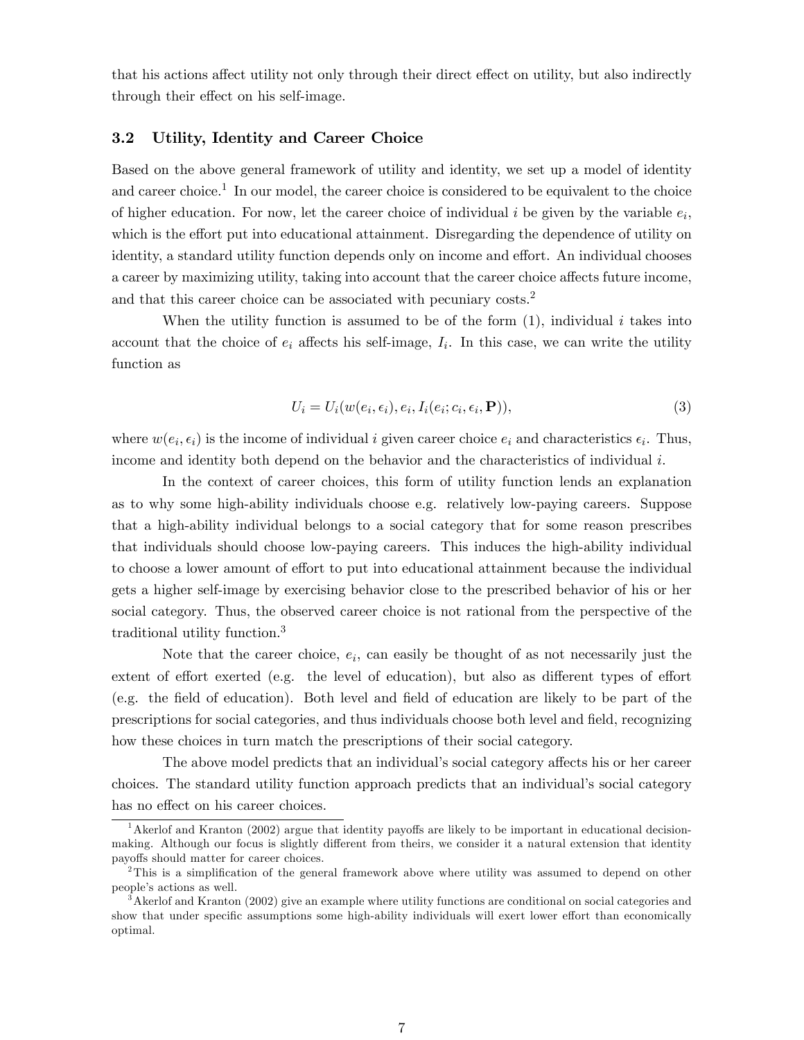that his actions affect utility not only through their direct effect on utility, but also indirectly through their effect on his self-image.

### 3.2 Utility, Identity and Career Choice

Based on the above general framework of utility and identity, we set up a model of identity and career choice.[1] In our model, the career choice is considered to be equivalent to the choice of higher education. For now, let the career choice of individual $i$ be given by the variable $e_i$, which is the effort put into educational attainment. Disregarding the dependence of utility on identity, a standard utility function depends only on income and effort. An individual chooses a career by maximizing utility, taking into account that the career choice affects future income, and that this career choice can be associated with pecuniary costs.[2]

When the utility function is assumed to be of the form (1), individual $i$ takes into account that the choice of $e_i$ affects his self-image, $I_i$. In this case, we can write the utility function as

$$U_i = U_i(w(e_i, \epsilon_i), e_i, I_i(e_i; c_i, \epsilon_i, \mathbf{P})), \tag{3}$$

where $w(e_i, \epsilon_i)$ is the income of individual $i$ given career choice $e_i$ and characteristics $\epsilon_i$. Thus, income and identity both depend on the behavior and the characteristics of individual $i$.

In the context of career choices, this form of utility function lends an explanation as to why some high-ability individuals choose e.g. relatively low-paying careers. Suppose that a high-ability individual belongs to a social category that for some reason prescribes that individuals should choose low-paying careers. This induces the high-ability individual to choose a lower amount of effort to put into educational attainment because the individual gets a higher self-image by exercising behavior close to the prescribed behavior of his or her social category. Thus, the observed career choice is not rational from the perspective of the traditional utility function.[3]

Note that the career choice, $e_i$, can easily be thought of as not necessarily just the extent of effort exerted (e.g. the level of education), but also as different types of effort (e.g. the field of education). Both level and field of education are likely to be part of the prescriptions for social categories, and thus individuals choose both level and field, recognizing how these choices in turn match the prescriptions of their social category.

The above model predicts that an individual's social category affects his or her career choices. The standard utility function approach predicts that an individual's social category has no effect on his career choices.

[1] Akerlof and Kranton (2002) argue that identity payoffs are likely to be important in educational decision-making. Although our focus is slightly different from theirs, we consider it a natural extension that identity payoffs should matter for career choices.

[2] This is a simplification of the general framework above where utility was assumed to depend on other people's actions as well.

[3] Akerlof and Kranton (2002) give an example where utility functions are conditional on social categories and show that under specific assumptions some high-ability individuals will exert lower effort than economically optimal.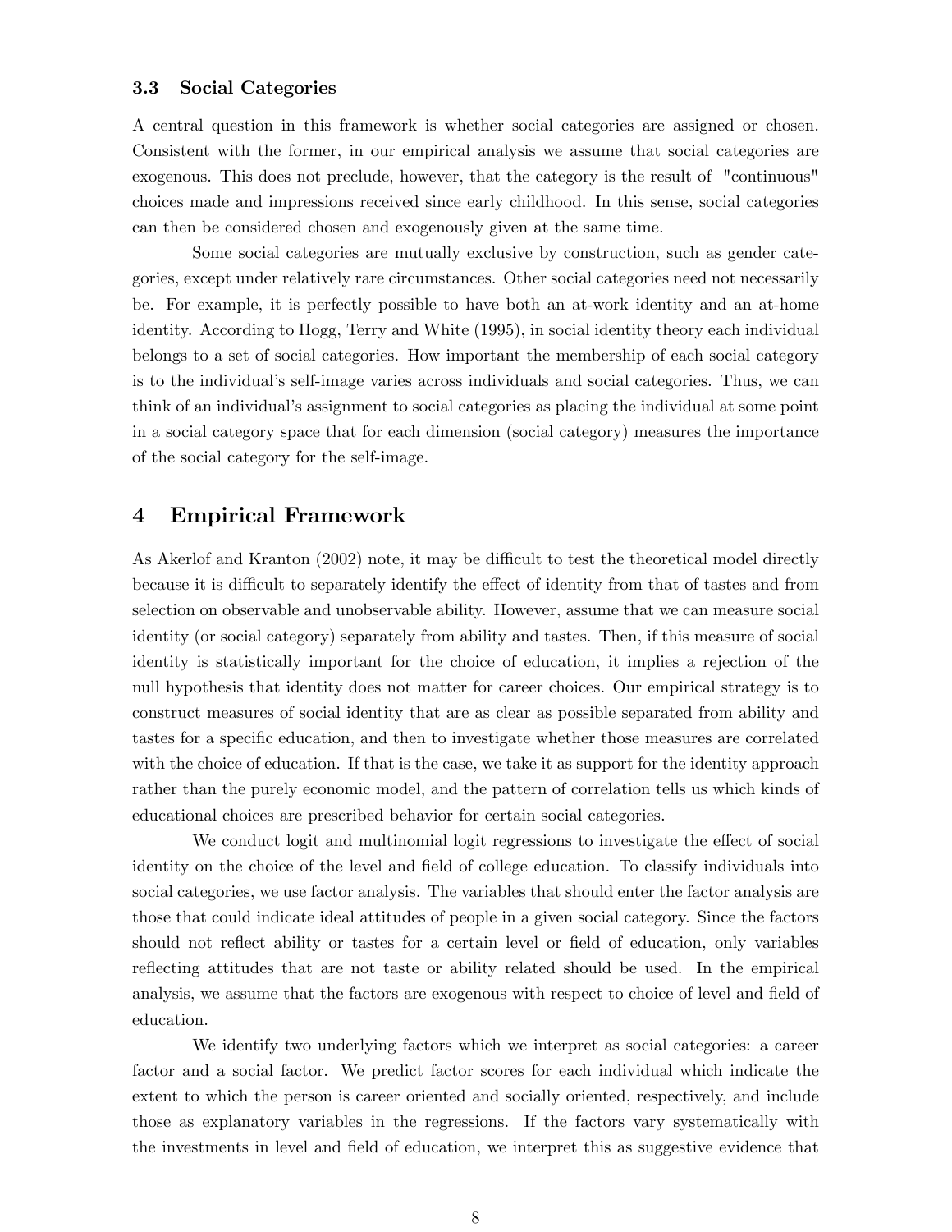### 3.3 Social Categories

A central question in this framework is whether social categories are assigned or chosen. Consistent with the former, in our empirical analysis we assume that social categories are exogenous. This does not preclude, however, that the category is the result of "continuous" choices made and impressions received since early childhood. In this sense, social categories can then be considered chosen and exogenously given at the same time.

Some social categories are mutually exclusive by construction, such as gender categories, except under relatively rare circumstances. Other social categories need not necessarily be. For example, it is perfectly possible to have both an at-work identity and an at-home identity. According to Hogg, Terry and White (1995), in social identity theory each individual belongs to a set of social categories. How important the membership of each social category is to the individual's self-image varies across individuals and social categories. Thus, we can think of an individual's assignment to social categories as placing the individual at some point in a social category space that for each dimension (social category) measures the importance of the social category for the self-image.

## 4 Empirical Framework

As Akerlof and Kranton (2002) note, it may be difficult to test the theoretical model directly because it is difficult to separately identify the effect of identity from that of tastes and from selection on observable and unobservable ability. However, assume that we can measure social identity (or social category) separately from ability and tastes. Then, if this measure of social identity is statistically important for the choice of education, it implies a rejection of the null hypothesis that identity does not matter for career choices. Our empirical strategy is to construct measures of social identity that are as clear as possible separated from ability and tastes for a specific education, and then to investigate whether those measures are correlated with the choice of education. If that is the case, we take it as support for the identity approach rather than the purely economic model, and the pattern of correlation tells us which kinds of educational choices are prescribed behavior for certain social categories.

We conduct logit and multinomial logit regressions to investigate the effect of social identity on the choice of the level and field of college education. To classify individuals into social categories, we use factor analysis. The variables that should enter the factor analysis are those that could indicate ideal attitudes of people in a given social category. Since the factors should not reflect ability or tastes for a certain level or field of education, only variables reflecting attitudes that are not taste or ability related should be used. In the empirical analysis, we assume that the factors are exogenous with respect to choice of level and field of education.

We identify two underlying factors which we interpret as social categories: a career factor and a social factor. We predict factor scores for each individual which indicate the extent to which the person is career oriented and socially oriented, respectively, and include those as explanatory variables in the regressions. If the factors vary systematically with the investments in level and field of education, we interpret this as suggestive evidence that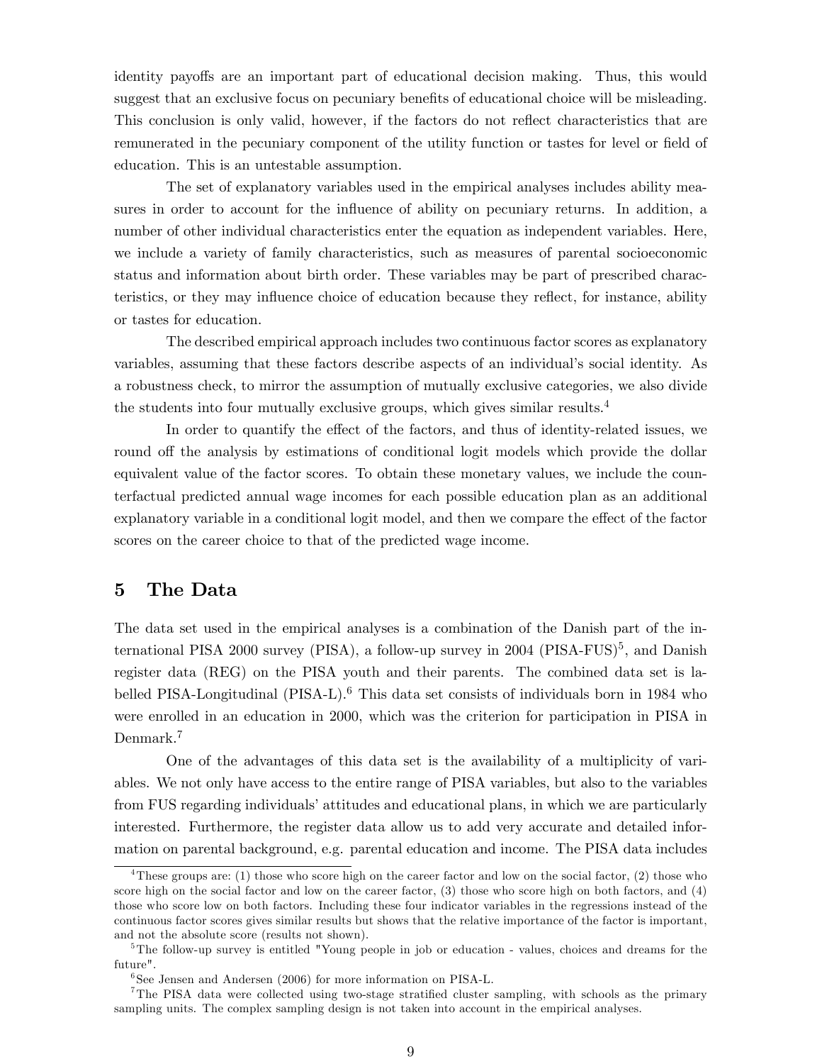identity payoffs are an important part of educational decision making. Thus, this would suggest that an exclusive focus on pecuniary benefits of educational choice will be misleading. This conclusion is only valid, however, if the factors do not reflect characteristics that are remunerated in the pecuniary component of the utility function or tastes for level or field of education. This is an untestable assumption.

The set of explanatory variables used in the empirical analyses includes ability measures in order to account for the influence of ability on pecuniary returns. In addition, a number of other individual characteristics enter the equation as independent variables. Here, we include a variety of family characteristics, such as measures of parental socioeconomic status and information about birth order. These variables may be part of prescribed characteristics, or they may influence choice of education because they reflect, for instance, ability or tastes for education.

The described empirical approach includes two continuous factor scores as explanatory variables, assuming that these factors describe aspects of an individual's social identity. As a robustness check, to mirror the assumption of mutually exclusive categories, we also divide the students into four mutually exclusive groups, which gives similar results.[4]

In order to quantify the effect of the factors, and thus of identity-related issues, we round off the analysis by estimations of conditional logit models which provide the dollar equivalent value of the factor scores. To obtain these monetary values, we include the counterfactual predicted annual wage incomes for each possible education plan as an additional explanatory variable in a conditional logit model, and then we compare the effect of the factor scores on the career choice to that of the predicted wage income.

## 5 The Data

The data set used in the empirical analyses is a combination of the Danish part of the international PISA 2000 survey (PISA), a follow-up survey in 2004 (PISA-FUS)[5], and Danish register data (REG) on the PISA youth and their parents. The combined data set is labelled PISA-Longitudinal (PISA-L).[6] This data set consists of individuals born in 1984 who were enrolled in an education in 2000, which was the criterion for participation in PISA in Denmark.[7]

One of the advantages of this data set is the availability of a multiplicity of variables. We not only have access to the entire range of PISA variables, but also to the variables from FUS regarding individuals' attitudes and educational plans, in which we are particularly interested. Furthermore, the register data allow us to add very accurate and detailed information on parental background, e.g. parental education and income. The PISA data includes

---

[4] These groups are: (1) those who score high on the career factor and low on the social factor, (2) those who score high on the social factor and low on the career factor, (3) those who score high on both factors, and (4) those who score low on both factors. Including these four indicator variables in the regressions instead of the continuous factor scores gives similar results but shows that the relative importance of the factor is important, and not the absolute score (results not shown).

[5] The follow-up survey is entitled "Young people in job or education - values, choices and dreams for the future".

[6] See Jensen and Andersen (2006) for more information on PISA-L.

[7] The PISA data were collected using two-stage stratified cluster sampling, with schools as the primary sampling units. The complex sampling design is not taken into account in the empirical analyses.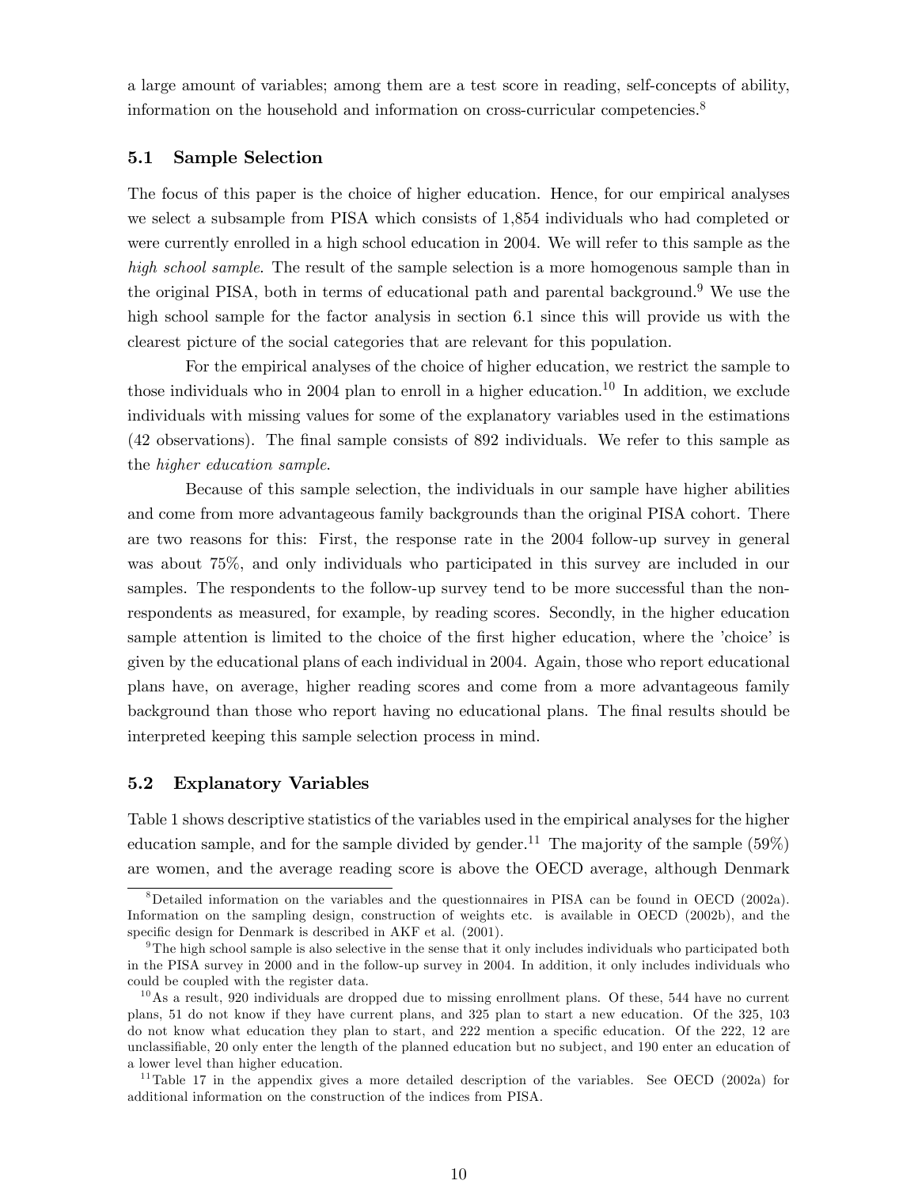a large amount of variables; among them are a test score in reading, self-concepts of ability, information on the household and information on cross-curricular competencies.[8]

### 5.1 Sample Selection

The focus of this paper is the choice of higher education. Hence, for our empirical analyses we select a subsample from PISA which consists of 1,854 individuals who had completed or were currently enrolled in a high school education in 2004. We will refer to this sample as the *high school sample*. The result of the sample selection is a more homogenous sample than in the original PISA, both in terms of educational path and parental background.[9] We use the high school sample for the factor analysis in section 6.1 since this will provide us with the clearest picture of the social categories that are relevant for this population.

For the empirical analyses of the choice of higher education, we restrict the sample to those individuals who in 2004 plan to enroll in a higher education.[10] In addition, we exclude individuals with missing values for some of the explanatory variables used in the estimations (42 observations). The final sample consists of 892 individuals. We refer to this sample as the *higher education sample*.

Because of this sample selection, the individuals in our sample have higher abilities and come from more advantageous family backgrounds than the original PISA cohort. There are two reasons for this: First, the response rate in the 2004 follow-up survey in general was about 75%, and only individuals who participated in this survey are included in our samples. The respondents to the follow-up survey tend to be more successful than the non-respondents as measured, for example, by reading scores. Secondly, in the higher education sample attention is limited to the choice of the first higher education, where the 'choice' is given by the educational plans of each individual in 2004. Again, those who report educational plans have, on average, higher reading scores and come from a more advantageous family background than those who report having no educational plans. The final results should be interpreted keeping this sample selection process in mind.

### 5.2 Explanatory Variables

Table 1 shows descriptive statistics of the variables used in the empirical analyses for the higher education sample, and for the sample divided by gender.[11] The majority of the sample (59%) are women, and the average reading score is above the OECD average, although Denmark

---

[8] Detailed information on the variables and the questionnaires in PISA can be found in OECD (2002a). Information on the sampling design, construction of weights etc. is available in OECD (2002b), and the specific design for Denmark is described in AKF et al. (2001).

[9] The high school sample is also selective in the sense that it only includes individuals who participated both in the PISA survey in 2000 and in the follow-up survey in 2004. In addition, it only includes individuals who could be coupled with the register data.

[10] As a result, 920 individuals are dropped due to missing enrollment plans. Of these, 544 have no current plans, 51 do not know if they have current plans, and 325 plan to start a new education. Of the 325, 103 do not know what education they plan to start, and 222 mention a specific education. Of the 222, 12 are unclassifiable, 20 only enter the length of the planned education but no subject, and 190 enter an education of a lower level than higher education.

[11] Table 17 in the appendix gives a more detailed description of the variables. See OECD (2002a) for additional information on the construction of the indices from PISA.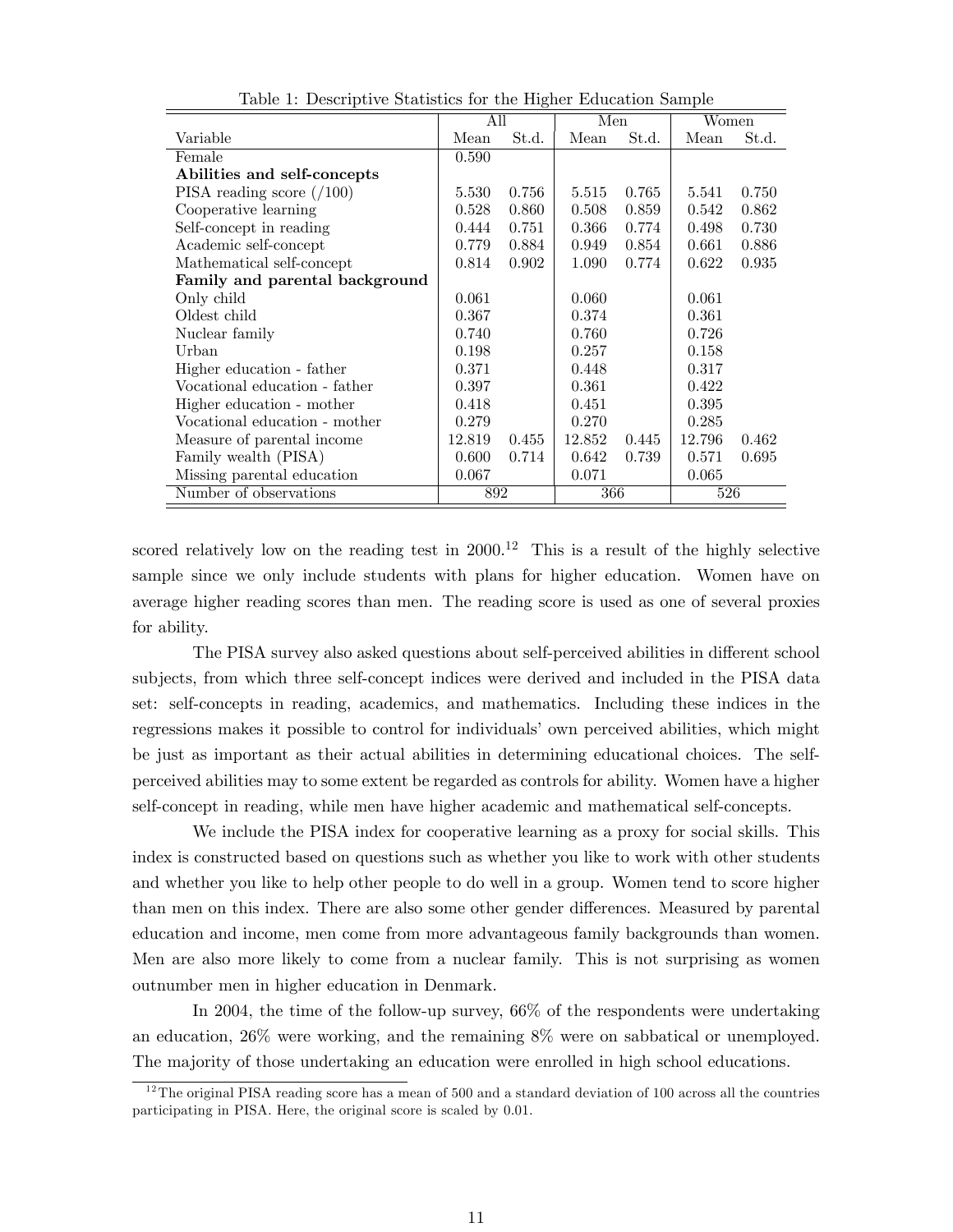Table 1: Descriptive Statistics for the Higher Education Sample

| Variable | All | | Men | | Women | |
|---|---|---|---|---|---|---|
| | Mean | St.d. | Mean | St.d. | Mean | St.d. |
| Female | 0.590 | | | | | |
| **Abilities and self-concepts** | | | | | | |
| PISA reading score (/100) | 5.530 | 0.756 | 5.515 | 0.765 | 5.541 | 0.750 |
| Cooperative learning | 0.528 | 0.860 | 0.508 | 0.859 | 0.542 | 0.862 |
| Self-concept in reading | 0.444 | 0.751 | 0.366 | 0.774 | 0.498 | 0.730 |
| Academic self-concept | 0.779 | 0.884 | 0.949 | 0.854 | 0.661 | 0.886 |
| Mathematical self-concept | 0.814 | 0.902 | 1.090 | 0.774 | 0.622 | 0.935 |
| **Family and parental background** | | | | | | |
| Only child | 0.061 | | 0.060 | | 0.061 | |
| Oldest child | 0.367 | | 0.374 | | 0.361 | |
| Nuclear family | 0.740 | | 0.760 | | 0.726 | |
| Urban | 0.198 | | 0.257 | | 0.158 | |
| Higher education - father | 0.371 | | 0.448 | | 0.317 | |
| Vocational education - father | 0.397 | | 0.361 | | 0.422 | |
| Higher education - mother | 0.418 | | 0.451 | | 0.395 | |
| Vocational education - mother | 0.279 | | 0.270 | | 0.285 | |
| Measure of parental income | 12.819 | 0.455 | 12.852 | 0.445 | 12.796 | 0.462 |
| Family wealth (PISA) | 0.600 | 0.714 | 0.642 | 0.739 | 0.571 | 0.695 |
| Missing parental education | 0.067 | | 0.071 | | 0.065 | |
| Number of observations | 892 | | 366 | | 526 | |

scored relatively low on the reading test in 2000.[12] This is a result of the highly selective sample since we only include students with plans for higher education. Women have on average higher reading scores than men. The reading score is used as one of several proxies for ability.

The PISA survey also asked questions about self-perceived abilities in different school subjects, from which three self-concept indices were derived and included in the PISA data set: self-concepts in reading, academics, and mathematics. Including these indices in the regressions makes it possible to control for individuals' own perceived abilities, which might be just as important as their actual abilities in determining educational choices. The self-perceived abilities may to some extent be regarded as controls for ability. Women have a higher self-concept in reading, while men have higher academic and mathematical self-concepts.

We include the PISA index for cooperative learning as a proxy for social skills. This index is constructed based on questions such as whether you like to work with other students and whether you like to help other people to do well in a group. Women tend to score higher than men on this index. There are also some other gender differences. Measured by parental education and income, men come from more advantageous family backgrounds than women. Men are also more likely to come from a nuclear family. This is not surprising as women outnumber men in higher education in Denmark.

In 2004, the time of the follow-up survey, 66% of the respondents were undertaking an education, 26% were working, and the remaining 8% were on sabbatical or unemployed. The majority of those undertaking an education were enrolled in high school educations.

[12] The original PISA reading score has a mean of 500 and a standard deviation of 100 across all the countries participating in PISA. Here, the original score is scaled by 0.01.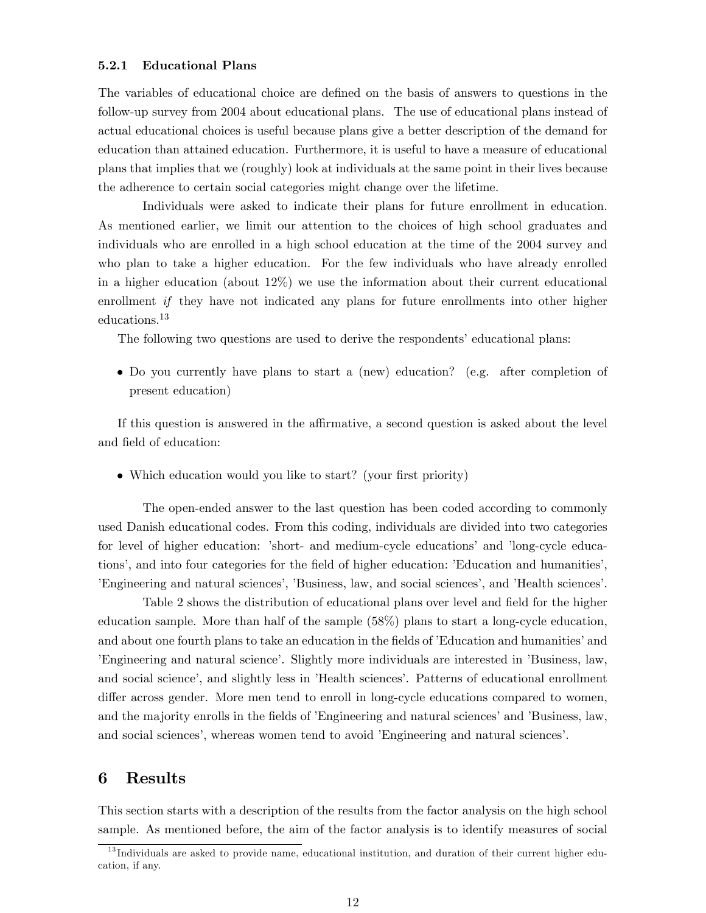#### 5.2.1 Educational Plans

The variables of educational choice are defined on the basis of answers to questions in the follow-up survey from 2004 about educational plans. The use of educational plans instead of actual educational choices is useful because plans give a better description of the demand for education than attained education. Furthermore, it is useful to have a measure of educational plans that implies that we (roughly) look at individuals at the same point in their lives because the adherence to certain social categories might change over the lifetime.

Individuals were asked to indicate their plans for future enrollment in education. As mentioned earlier, we limit our attention to the choices of high school graduates and individuals who are enrolled in a high school education at the time of the 2004 survey and who plan to take a higher education. For the few individuals who have already enrolled in a higher education (about 12%) we use the information about their current educational enrollment *if* they have not indicated any plans for future enrollments into other higher educations.[13]

The following two questions are used to derive the respondents' educational plans:

- Do you currently have plans to start a (new) education? (e.g. after completion of present education)

If this question is answered in the affirmative, a second question is asked about the level and field of education:

- Which education would you like to start? (your first priority)

The open-ended answer to the last question has been coded according to commonly used Danish educational codes. From this coding, individuals are divided into two categories for level of higher education: 'short- and medium-cycle educations' and 'long-cycle educations', and into four categories for the field of higher education: 'Education and humanities', 'Engineering and natural sciences', 'Business, law, and social sciences', and 'Health sciences'.

Table 2 shows the distribution of educational plans over level and field for the higher education sample. More than half of the sample (58%) plans to start a long-cycle education, and about one fourth plans to take an education in the fields of 'Education and humanities' and 'Engineering and natural science'. Slightly more individuals are interested in 'Business, law, and social science', and slightly less in 'Health sciences'. Patterns of educational enrollment differ across gender. More men tend to enroll in long-cycle educations compared to women, and the majority enrolls in the fields of 'Engineering and natural sciences' and 'Business, law, and social sciences', whereas women tend to avoid 'Engineering and natural sciences'.

## 6 Results

This section starts with a description of the results from the factor analysis on the high school sample. As mentioned before, the aim of the factor analysis is to identify measures of social

[13] Individuals are asked to provide name, educational institution, and duration of their current higher education, if any.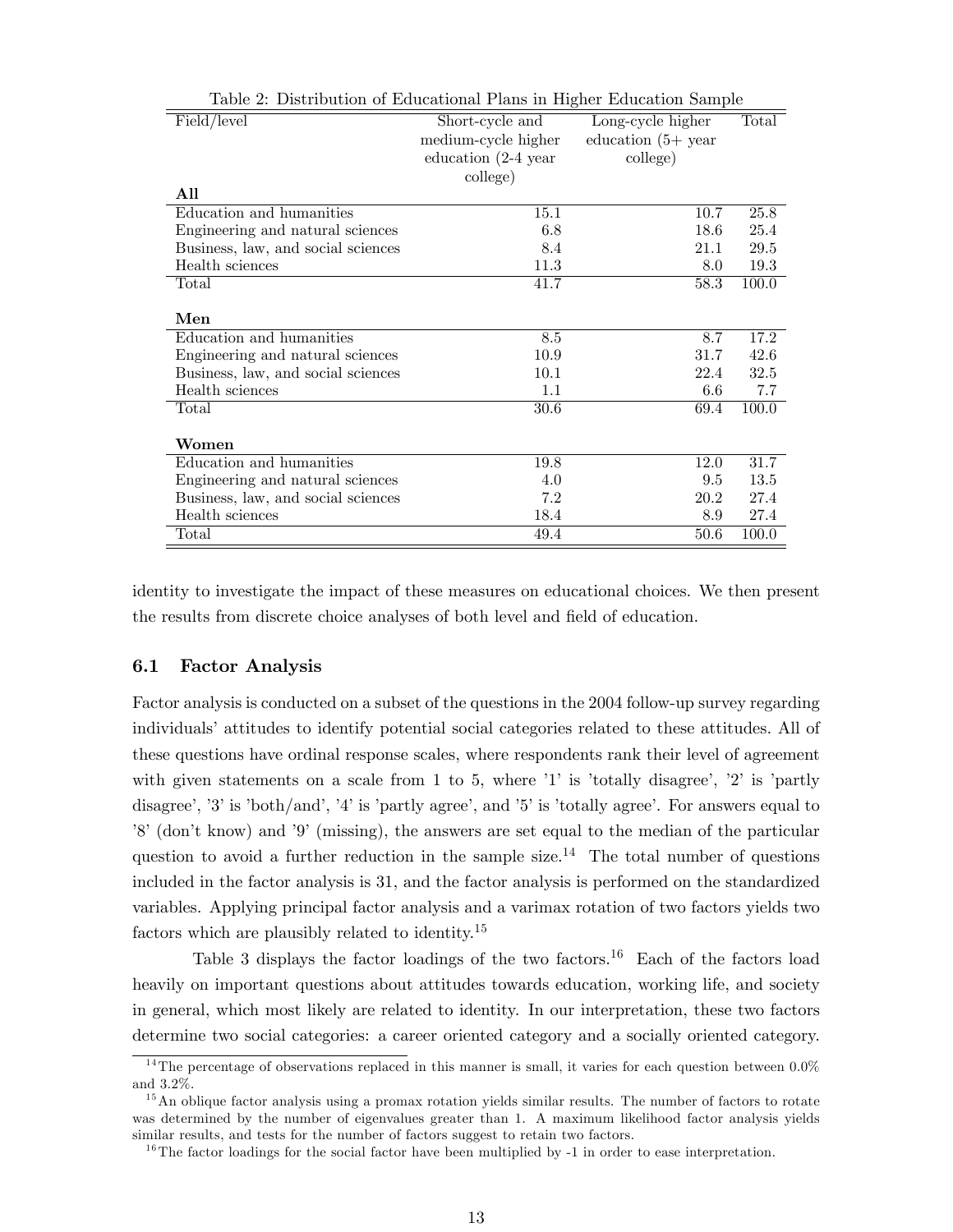Table 2: Distribution of Educational Plans in Higher Education Sample

| Field/level | Short-cycle and medium-cycle higher education (2-4 year college) | Long-cycle higher education (5+ year college) | Total |
|---|---|---|---|
| **All** | | | |
| Education and humanities | 15.1 | 10.7 | 25.8 |
| Engineering and natural sciences | 6.8 | 18.6 | 25.4 |
| Business, law, and social sciences | 8.4 | 21.1 | 29.5 |
| Health sciences | 11.3 | 8.0 | 19.3 |
| Total | 41.7 | 58.3 | 100.0 |
| **Men** | | | |
| Education and humanities | 8.5 | 8.7 | 17.2 |
| Engineering and natural sciences | 10.9 | 31.7 | 42.6 |
| Business, law, and social sciences | 10.1 | 22.4 | 32.5 |
| Health sciences | 1.1 | 6.6 | 7.7 |
| Total | 30.6 | 69.4 | 100.0 |
| **Women** | | | |
| Education and humanities | 19.8 | 12.0 | 31.7 |
| Engineering and natural sciences | 4.0 | 9.5 | 13.5 |
| Business, law, and social sciences | 7.2 | 20.2 | 27.4 |
| Health sciences | 18.4 | 8.9 | 27.4 |
| Total | 49.4 | 50.6 | 100.0 |

identity to investigate the impact of these measures on educational choices. We then present the results from discrete choice analyses of both level and field of education.

### 6.1 Factor Analysis

Factor analysis is conducted on a subset of the questions in the 2004 follow-up survey regarding individuals' attitudes to identify potential social categories related to these attitudes. All of these questions have ordinal response scales, where respondents rank their level of agreement with given statements on a scale from 1 to 5, where '1' is 'totally disagree', '2' is 'partly disagree', '3' is 'both/and', '4' is 'partly agree', and '5' is 'totally agree'. For answers equal to '8' (don't know) and '9' (missing), the answers are set equal to the median of the particular question to avoid a further reduction in the sample size.[14] The total number of questions included in the factor analysis is 31, and the factor analysis is performed on the standardized variables. Applying principal factor analysis and a varimax rotation of two factors yields two factors which are plausibly related to identity.[15]

Table 3 displays the factor loadings of the two factors.[16] Each of the factors load heavily on important questions about attitudes towards education, working life, and society in general, which most likely are related to identity. In our interpretation, these two factors determine two social categories: a career oriented category and a socially oriented category.

[14] The percentage of observations replaced in this manner is small, it varies for each question between 0.0% and 3.2%.

[15] An oblique factor analysis using a promax rotation yields similar results. The number of factors to rotate was determined by the number of eigenvalues greater than 1. A maximum likelihood factor analysis yields similar results, and tests for the number of factors suggest to retain two factors.

[16] The factor loadings for the social factor have been multiplied by -1 in order to ease interpretation.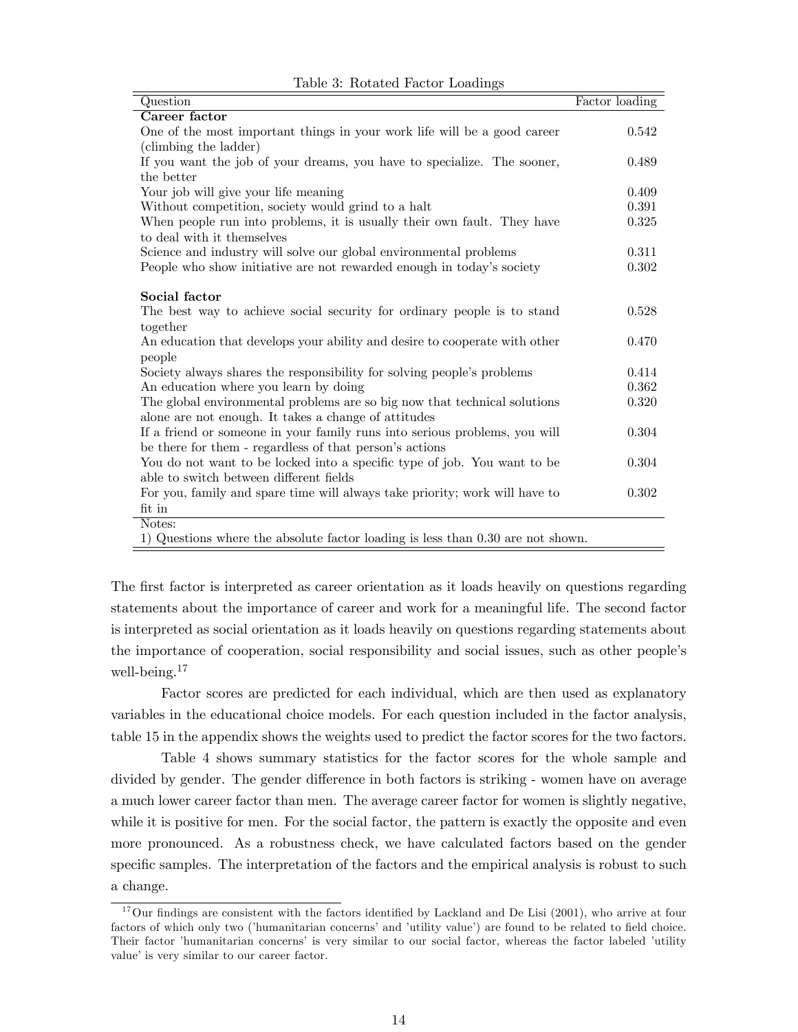Table 3: Rotated Factor Loadings

| Question | Factor loading |
|---|---|
| **Career factor** | |
| One of the most important things in your work life will be a good career (climbing the ladder) | 0.542 |
| If you want the job of your dreams, you have to specialize. The sooner, the better | 0.489 |
| Your job will give your life meaning | 0.409 |
| Without competition, society would grind to a halt | 0.391 |
| When people run into problems, it is usually their own fault. They have to deal with it themselves | 0.325 |
| Science and industry will solve our global environmental problems | 0.311 |
| People who show initiative are not rewarded enough in today's society | 0.302 |
| **Social factor** | |
| The best way to achieve social security for ordinary people is to stand together | 0.528 |
| An education that develops your ability and desire to cooperate with other people | 0.470 |
| Society always shares the responsibility for solving people's problems | 0.414 |
| An education where you learn by doing | 0.362 |
| The global environmental problems are so big now that technical solutions alone are not enough. It takes a change of attitudes | 0.320 |
| If a friend or someone in your family runs into serious problems, you will be there for them - regardless of that person's actions | 0.304 |
| You do not want to be locked into a specific type of job. You want to be able to switch between different fields | 0.304 |
| For you, family and spare time will always take priority; work will have to fit in | 0.302 |

Notes:
1) Questions where the absolute factor loading is less than 0.30 are not shown.

The first factor is interpreted as career orientation as it loads heavily on questions regarding statements about the importance of career and work for a meaningful life. The second factor is interpreted as social orientation as it loads heavily on questions regarding statements about the importance of cooperation, social responsibility and social issues, such as other people's well-being.[17]

Factor scores are predicted for each individual, which are then used as explanatory variables in the educational choice models. For each question included in the factor analysis, table 15 in the appendix shows the weights used to predict the factor scores for the two factors.

Table 4 shows summary statistics for the factor scores for the whole sample and divided by gender. The gender difference in both factors is striking - women have on average a much lower career factor than men. The average career factor for women is slightly negative, while it is positive for men. For the social factor, the pattern is exactly the opposite and even more pronounced. As a robustness check, we have calculated factors based on the gender specific samples. The interpretation of the factors and the empirical analysis is robust to such a change.

[17] Our findings are consistent with the factors identified by Lackland and De Lisi (2001), who arrive at four factors of which only two ('humanitarian concerns' and 'utility value') are found to be related to field choice. Their factor 'humanitarian concerns' is very similar to our social factor, whereas the factor labeled 'utility value' is very similar to our career factor.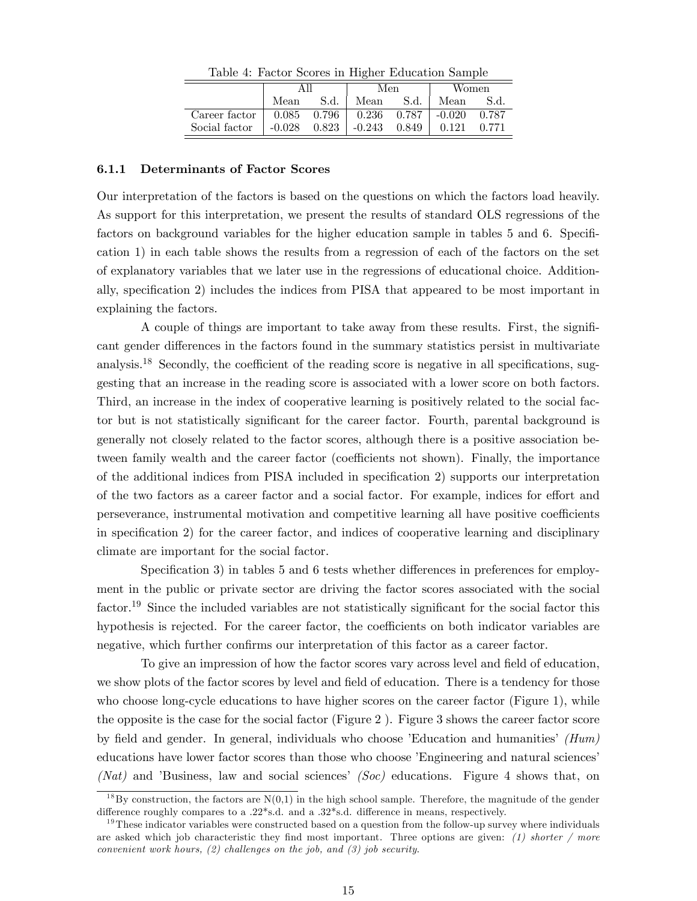Table 4: Factor Scores in Higher Education Sample

| | All | | Men | | Women | |
|---|---|---|---|---|---|---|
| | Mean | S.d. | Mean | S.d. | Mean | S.d. |
| Career factor | 0.085 | 0.796 | 0.236 | 0.787 | -0.020 | 0.787 |
| Social factor | -0.028 | 0.823 | -0.243 | 0.849 | 0.121 | 0.771 |

### 6.1.1 Determinants of Factor Scores

Our interpretation of the factors is based on the questions on which the factors load heavily. As support for this interpretation, we present the results of standard OLS regressions of the factors on background variables for the higher education sample in tables 5 and 6. Specification 1) in each table shows the results from a regression of each of the factors on the set of explanatory variables that we later use in the regressions of educational choice. Additionally, specification 2) includes the indices from PISA that appeared to be most important in explaining the factors.

A couple of things are important to take away from these results. First, the significant gender differences in the factors found in the summary statistics persist in multivariate analysis.[18] Secondly, the coefficient of the reading score is negative in all specifications, suggesting that an increase in the reading score is associated with a lower score on both factors. Third, an increase in the index of cooperative learning is positively related to the social factor but is not statistically significant for the career factor. Fourth, parental background is generally not closely related to the factor scores, although there is a positive association between family wealth and the career factor (coefficients not shown). Finally, the importance of the additional indices from PISA included in specification 2) supports our interpretation of the two factors as a career factor and a social factor. For example, indices for effort and perseverance, instrumental motivation and competitive learning all have positive coefficients in specification 2) for the career factor, and indices of cooperative learning and disciplinary climate are important for the social factor.

Specification 3) in tables 5 and 6 tests whether differences in preferences for employment in the public or private sector are driving the factor scores associated with the social factor.[19] Since the included variables are not statistically significant for the social factor this hypothesis is rejected. For the career factor, the coefficients on both indicator variables are negative, which further confirms our interpretation of this factor as a career factor.

To give an impression of how the factor scores vary across level and field of education, we show plots of the factor scores by level and field of education. There is a tendency for those who choose long-cycle educations to have higher scores on the career factor (Figure 1), while the opposite is the case for the social factor (Figure 2 ). Figure 3 shows the career factor score by field and gender. In general, individuals who choose 'Education and humanities' *(Hum)* educations have lower factor scores than those who choose 'Engineering and natural sciences' *(Nat)* and 'Business, law and social sciences' *(Soc)* educations. Figure 4 shows that, on

[18] By construction, the factors are N(0,1) in the high school sample. Therefore, the magnitude of the gender difference roughly compares to a .22*s.d. and a .32*s.d. difference in means, respectively.

[19] These indicator variables were constructed based on a question from the follow-up survey where individuals are asked which job characteristic they find most important. Three options are given: *(1) shorter / more convenient work hours, (2) challenges on the job, and (3) job security.*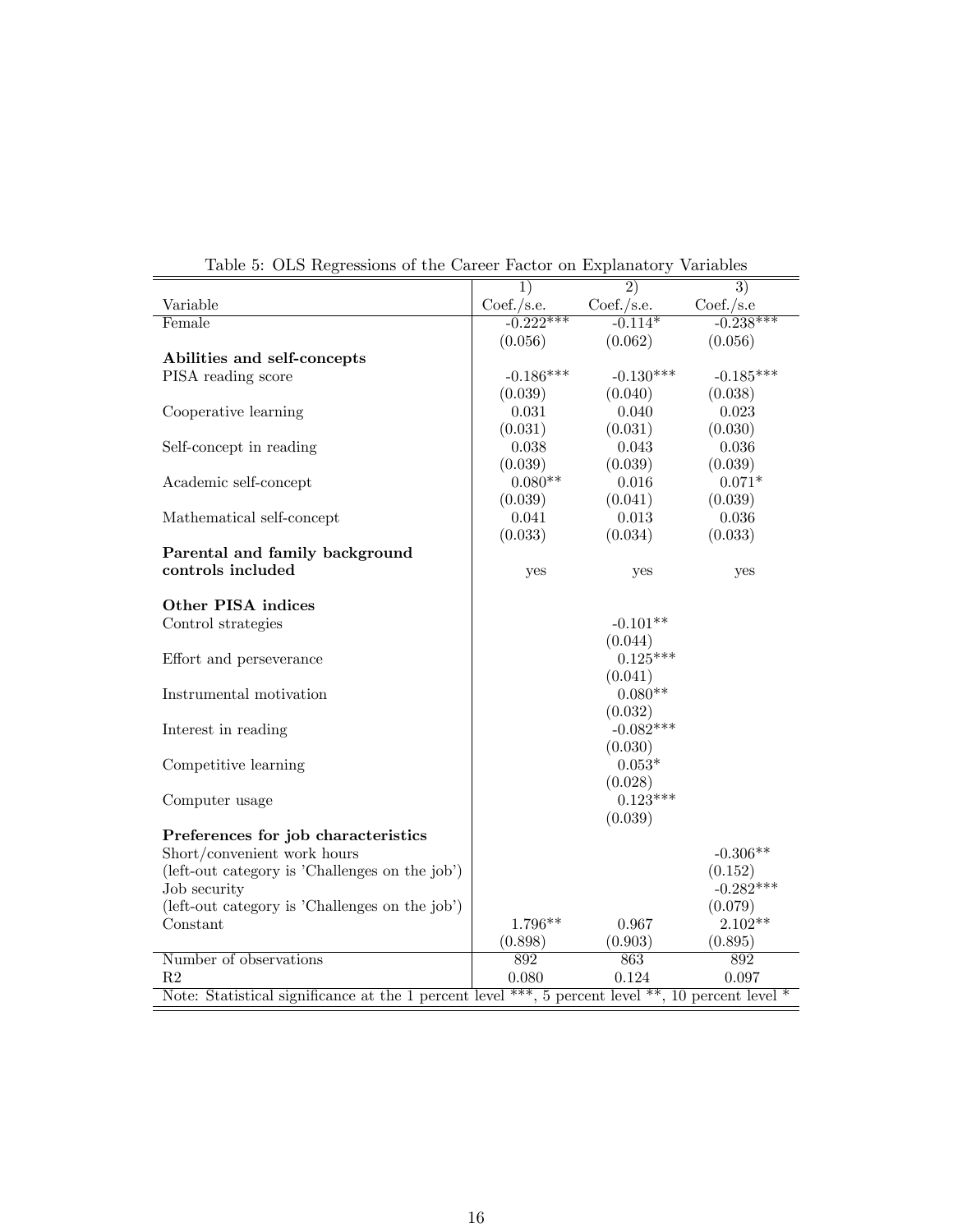Table 5: OLS Regressions of the Career Factor on Explanatory Variables

| | 1) | 2) | 3) |
|---|---|---|---|
| Variable | Coef./s.e. | Coef./s.e. | Coef./s.e |
| Female | -0.222*** | -0.114* | -0.238*** |
| | (0.056) | (0.062) | (0.056) |
| **Abilities and self-concepts** | | | |
| PISA reading score | -0.186*** | -0.130*** | -0.185*** |
| | (0.039) | (0.040) | (0.038) |
| Cooperative learning | 0.031 | 0.040 | 0.023 |
| | (0.031) | (0.031) | (0.030) |
| Self-concept in reading | 0.038 | 0.043 | 0.036 |
| | (0.039) | (0.039) | (0.039) |
| Academic self-concept | 0.080** | 0.016 | 0.071* |
| | (0.039) | (0.041) | (0.039) |
| Mathematical self-concept | 0.041 | 0.013 | 0.036 |
| | (0.033) | (0.034) | (0.033) |
| **Parental and family background controls included** | yes | yes | yes |
| **Other PISA indices** | | | |
| Control strategies | | -0.101** | |
| | | (0.044) | |
| Effort and perseverance | | 0.125*** | |
| | | (0.041) | |
| Instrumental motivation | | 0.080** | |
| | | (0.032) | |
| Interest in reading | | -0.082*** | |
| | | (0.030) | |
| Competitive learning | | 0.053* | |
| | | (0.028) | |
| Computer usage | | 0.123*** | |
| | | (0.039) | |
| **Preferences for job characteristics** | | | |
| Short/convenient work hours | | | -0.306** |
| (left-out category is 'Challenges on the job') | | | (0.152) |
| Job security | | | -0.282*** |
| (left-out category is 'Challenges on the job') | | | (0.079) |
| Constant | 1.796** | 0.967 | 2.102** |
| | (0.898) | (0.903) | (0.895) |
| Number of observations | 892 | 863 | 892 |
| R2 | 0.080 | 0.124 | 0.097 |

Note: Statistical significance at the 1 percent level ***, 5 percent level **, 10 percent level *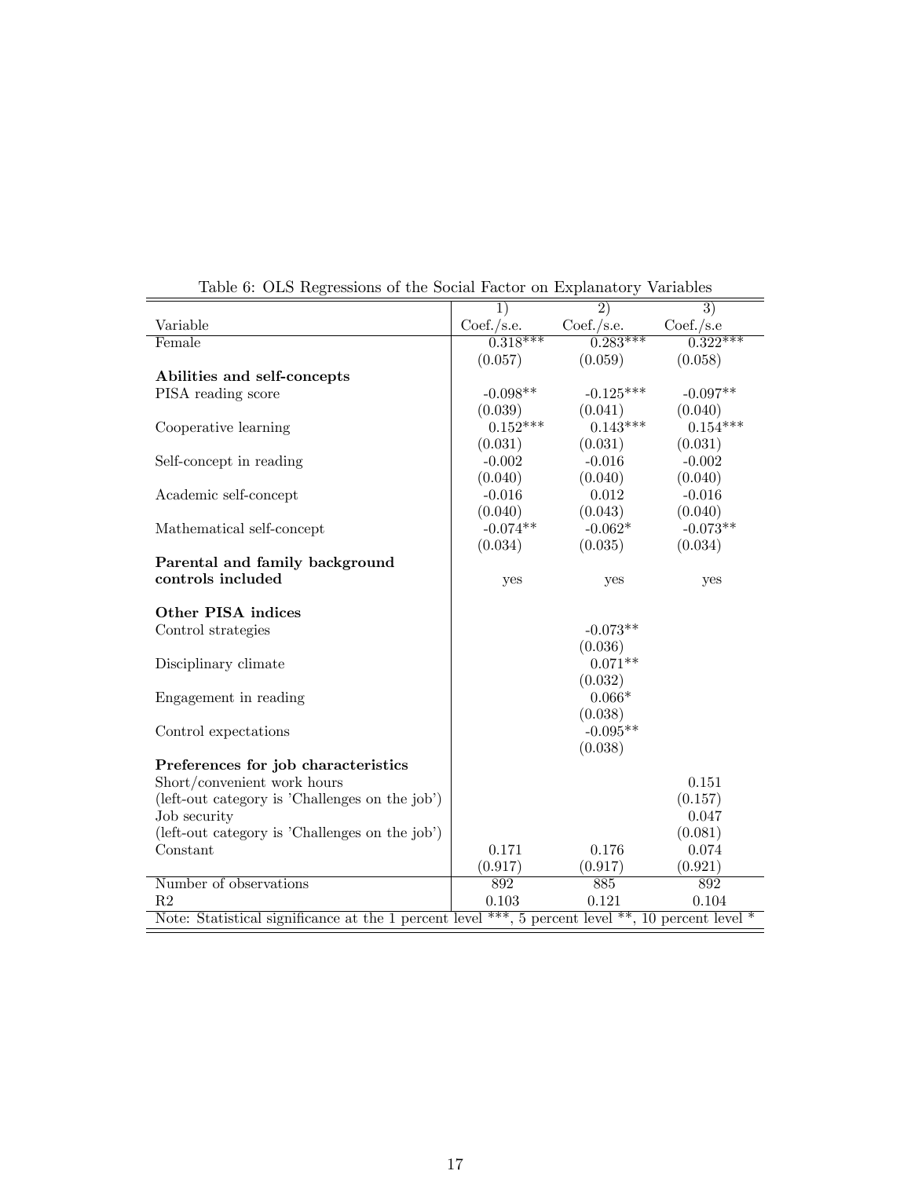Table 6: OLS Regressions of the Social Factor on Explanatory Variables

| | 1) | 2) | 3) |
|---|---|---|---|
| Variable | Coef./s.e. | Coef./s.e. | Coef./s.e |
| Female | 0.318*** | 0.283*** | 0.322*** |
| | (0.057) | (0.059) | (0.058) |
| **Abilities and self-concepts** | | | |
| PISA reading score | -0.098** | -0.125*** | -0.097** |
| | (0.039) | (0.041) | (0.040) |
| Cooperative learning | 0.152*** | 0.143*** | 0.154*** |
| | (0.031) | (0.031) | (0.031) |
| Self-concept in reading | -0.002 | -0.016 | -0.002 |
| | (0.040) | (0.040) | (0.040) |
| Academic self-concept | -0.016 | 0.012 | -0.016 |
| | (0.040) | (0.043) | (0.040) |
| Mathematical self-concept | -0.074** | -0.062* | -0.073** |
| | (0.034) | (0.035) | (0.034) |
| **Parental and family background controls included** | yes | yes | yes |
| **Other PISA indices** | | | |
| Control strategies | | -0.073** | |
| | | (0.036) | |
| Disciplinary climate | | 0.071** | |
| | | (0.032) | |
| Engagement in reading | | 0.066* | |
| | | (0.038) | |
| Control expectations | | -0.095** | |
| | | (0.038) | |
| **Preferences for job characteristics** | | | |
| Short/convenient work hours | | | 0.151 |
| (left-out category is 'Challenges on the job') | | | (0.157) |
| Job security | | | 0.047 |
| (left-out category is 'Challenges on the job') | | | (0.081) |
| Constant | 0.171 | 0.176 | 0.074 |
| | (0.917) | (0.917) | (0.921) |
| Number of observations | 892 | 885 | 892 |
| R2 | 0.103 | 0.121 | 0.104 |

Note: Statistical significance at the 1 percent level ***, 5 percent level **, 10 percent level *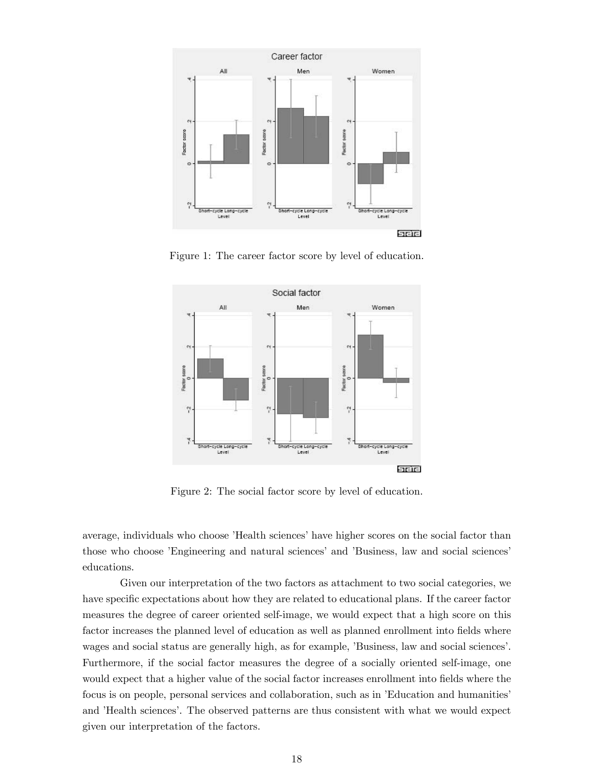Figure 1: The career factor score by level of education.

Figure 2: The social factor score by level of education.

average, individuals who choose 'Health sciences' have higher scores on the social factor than those who choose 'Engineering and natural sciences' and 'Business, law and social sciences' educations.

Given our interpretation of the two factors as attachment to two social categories, we have specific expectations about how they are related to educational plans. If the career factor measures the degree of career oriented self-image, we would expect that a high score on this factor increases the planned level of education as well as planned enrollment into fields where wages and social status are generally high, as for example, 'Business, law and social sciences'. Furthermore, if the social factor measures the degree of a socially oriented self-image, one would expect that a higher value of the social factor increases enrollment into fields where the focus is on people, personal services and collaboration, such as in 'Education and humanities' and 'Health sciences'. The observed patterns are thus consistent with what we would expect given our interpretation of the factors.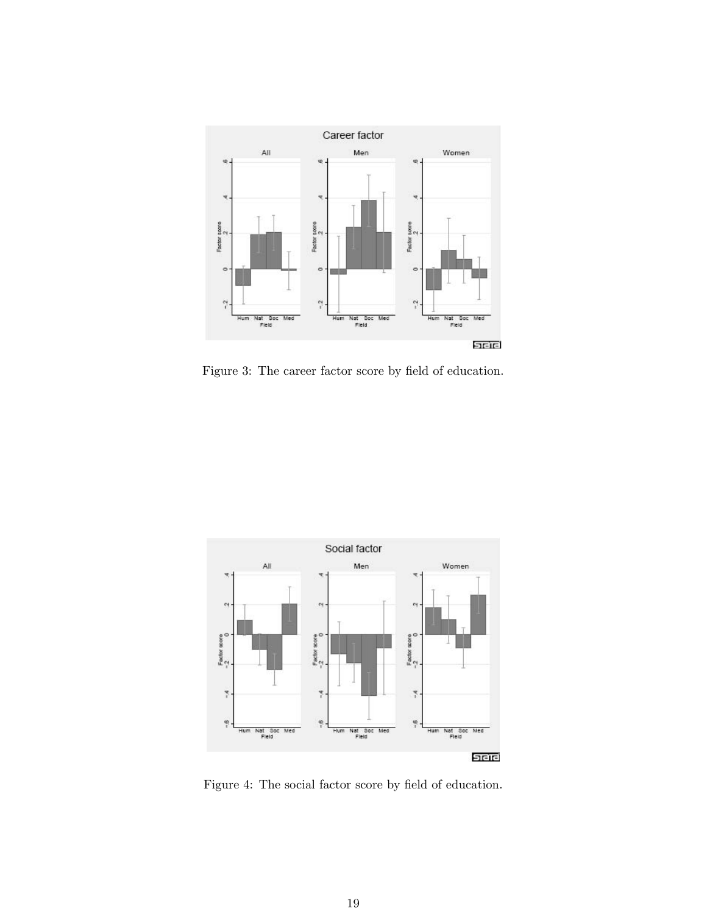Figure 3: The career factor score by field of education.

Figure 4: The social factor score by field of education.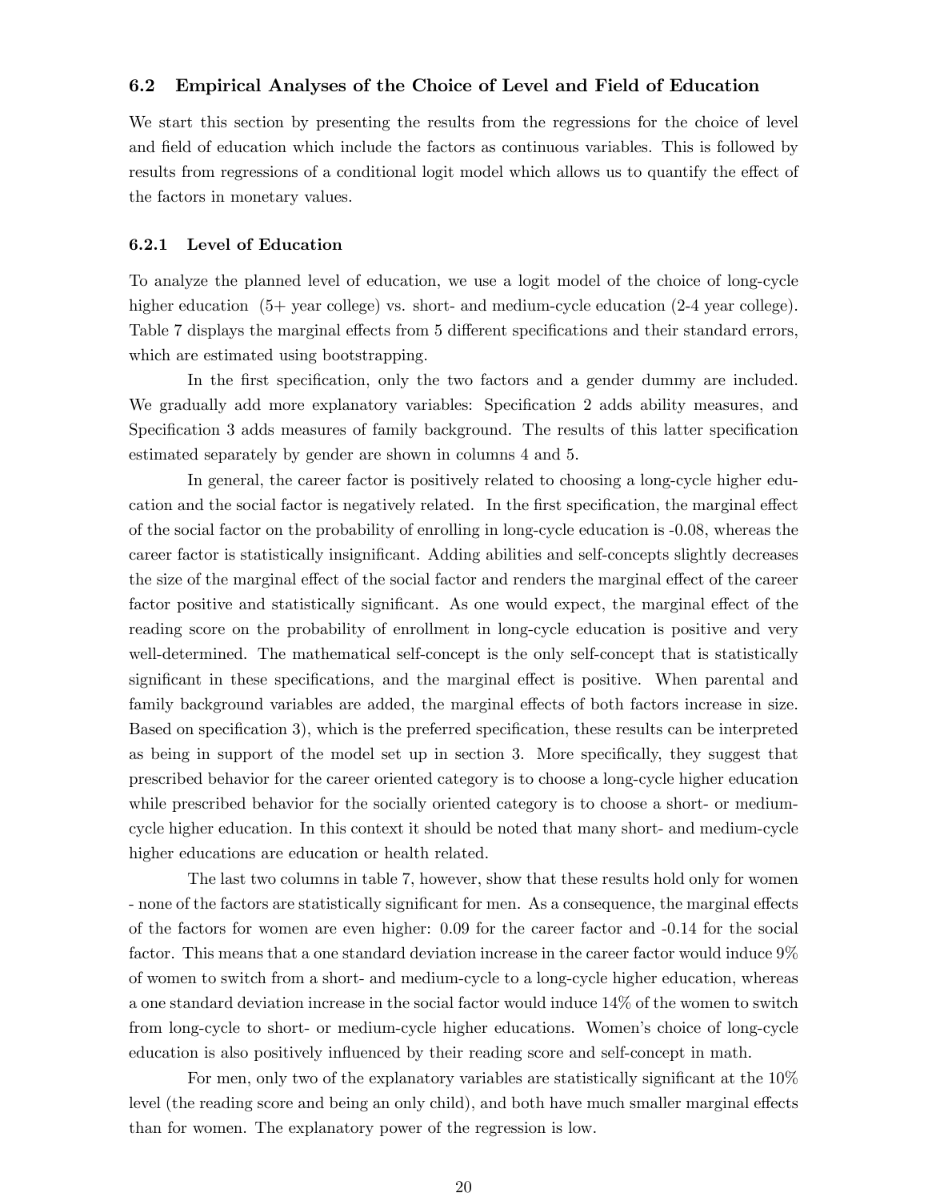## 6.2 Empirical Analyses of the Choice of Level and Field of Education

We start this section by presenting the results from the regressions for the choice of level and field of education which include the factors as continuous variables. This is followed by results from regressions of a conditional logit model which allows us to quantify the effect of the factors in monetary values.

### 6.2.1 Level of Education

To analyze the planned level of education, we use a logit model of the choice of long-cycle higher education (5+ year college) vs. short- and medium-cycle education (2-4 year college). Table 7 displays the marginal effects from 5 different specifications and their standard errors, which are estimated using bootstrapping.

In the first specification, only the two factors and a gender dummy are included. We gradually add more explanatory variables: Specification 2 adds ability measures, and Specification 3 adds measures of family background. The results of this latter specification estimated separately by gender are shown in columns 4 and 5.

In general, the career factor is positively related to choosing a long-cycle higher education and the social factor is negatively related. In the first specification, the marginal effect of the social factor on the probability of enrolling in long-cycle education is -0.08, whereas the career factor is statistically insignificant. Adding abilities and self-concepts slightly decreases the size of the marginal effect of the social factor and renders the marginal effect of the career factor positive and statistically significant. As one would expect, the marginal effect of the reading score on the probability of enrollment in long-cycle education is positive and very well-determined. The mathematical self-concept is the only self-concept that is statistically significant in these specifications, and the marginal effect is positive. When parental and family background variables are added, the marginal effects of both factors increase in size. Based on specification 3), which is the preferred specification, these results can be interpreted as being in support of the model set up in section 3. More specifically, they suggest that prescribed behavior for the career oriented category is to choose a long-cycle higher education while prescribed behavior for the socially oriented category is to choose a short- or medium-cycle higher education. In this context it should be noted that many short- and medium-cycle higher educations are education or health related.

The last two columns in table 7, however, show that these results hold only for women - none of the factors are statistically significant for men. As a consequence, the marginal effects of the factors for women are even higher: 0.09 for the career factor and -0.14 for the social factor. This means that a one standard deviation increase in the career factor would induce 9% of women to switch from a short- and medium-cycle to a long-cycle higher education, whereas a one standard deviation increase in the social factor would induce 14% of the women to switch from long-cycle to short- or medium-cycle higher educations. Women's choice of long-cycle education is also positively influenced by their reading score and self-concept in math.

For men, only two of the explanatory variables are statistically significant at the 10% level (the reading score and being an only child), and both have much smaller marginal effects than for women. The explanatory power of the regression is low.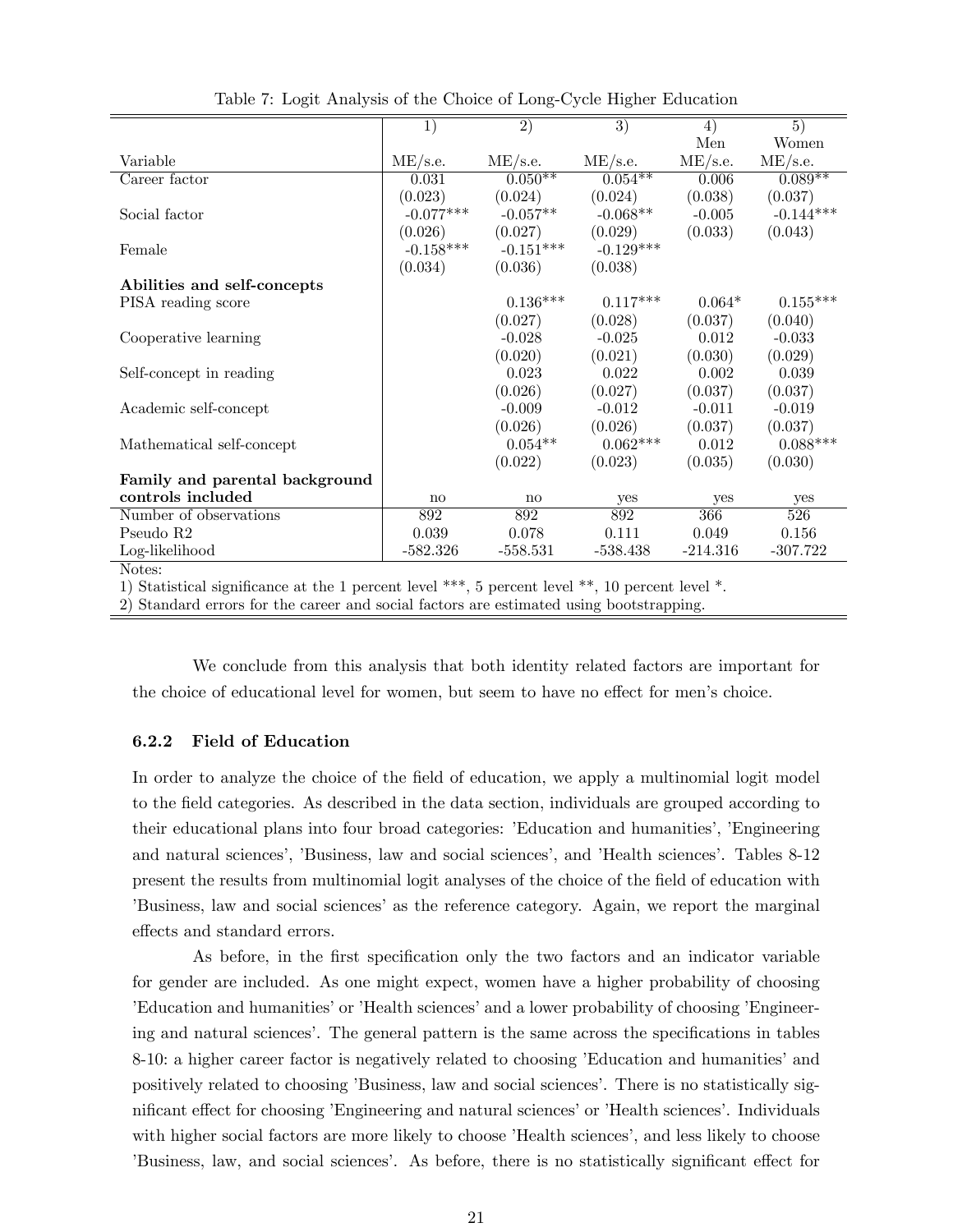Table 7: Logit Analysis of the Choice of Long-Cycle Higher Education

| | 1) | 2) | 3) | 4) | 5) |
|---|---|---|---|---|---|
| | | | | Men | Women |
| Variable | ME/s.e. | ME/s.e. | ME/s.e. | ME/s.e. | ME/s.e. |
| Career factor | 0.031 | 0.050** | 0.054** | 0.006 | 0.089** |
| | (0.023) | (0.024) | (0.024) | (0.038) | (0.037) |
| Social factor | -0.077*** | -0.057** | -0.068** | -0.005 | -0.144*** |
| | (0.026) | (0.027) | (0.029) | (0.033) | (0.043) |
| Female | -0.158*** | -0.151*** | -0.129*** | | |
| | (0.034) | (0.036) | (0.038) | | |
| **Abilities and self-concepts** | | | | | |
| PISA reading score | | 0.136*** | 0.117*** | 0.064* | 0.155*** |
| | | (0.027) | (0.028) | (0.037) | (0.040) |
| Cooperative learning | | -0.028 | -0.025 | 0.012 | -0.033 |
| | | (0.020) | (0.021) | (0.030) | (0.029) |
| Self-concept in reading | | 0.023 | 0.022 | 0.002 | 0.039 |
| | | (0.026) | (0.027) | (0.037) | (0.037) |
| Academic self-concept | | -0.009 | -0.012 | -0.011 | -0.019 |
| | | (0.026) | (0.026) | (0.037) | (0.037) |
| Mathematical self-concept | | 0.054** | 0.062*** | 0.012 | 0.088*** |
| | | (0.022) | (0.023) | (0.035) | (0.030) |
| **Family and parental background controls included** | no | no | yes | yes | yes |
| Number of observations | 892 | 892 | 892 | 366 | 526 |
| Pseudo R2 | 0.039 | 0.078 | 0.111 | 0.049 | 0.156 |
| Log-likelihood | -582.326 | -558.531 | -538.438 | -214.316 | -307.722 |

Notes:
1) Statistical significance at the 1 percent level ***, 5 percent level **, 10 percent level *.
2) Standard errors for the career and social factors are estimated using bootstrapping.

We conclude from this analysis that both identity related factors are important for the choice of educational level for women, but seem to have no effect for men's choice.

#### 6.2.2 Field of Education

In order to analyze the choice of the field of education, we apply a multinomial logit model to the field categories. As described in the data section, individuals are grouped according to their educational plans into four broad categories: 'Education and humanities', 'Engineering and natural sciences', 'Business, law and social sciences', and 'Health sciences'. Tables 8-12 present the results from multinomial logit analyses of the choice of the field of education with 'Business, law and social sciences' as the reference category. Again, we report the marginal effects and standard errors.

As before, in the first specification only the two factors and an indicator variable for gender are included. As one might expect, women have a higher probability of choosing 'Education and humanities' or 'Health sciences' and a lower probability of choosing 'Engineering and natural sciences'. The general pattern is the same across the specifications in tables 8-10: a higher career factor is negatively related to choosing 'Education and humanities' and positively related to choosing 'Business, law and social sciences'. There is no statistically significant effect for choosing 'Engineering and natural sciences' or 'Health sciences'. Individuals with higher social factors are more likely to choose 'Health sciences', and less likely to choose 'Business, law, and social sciences'. As before, there is no statistically significant effect for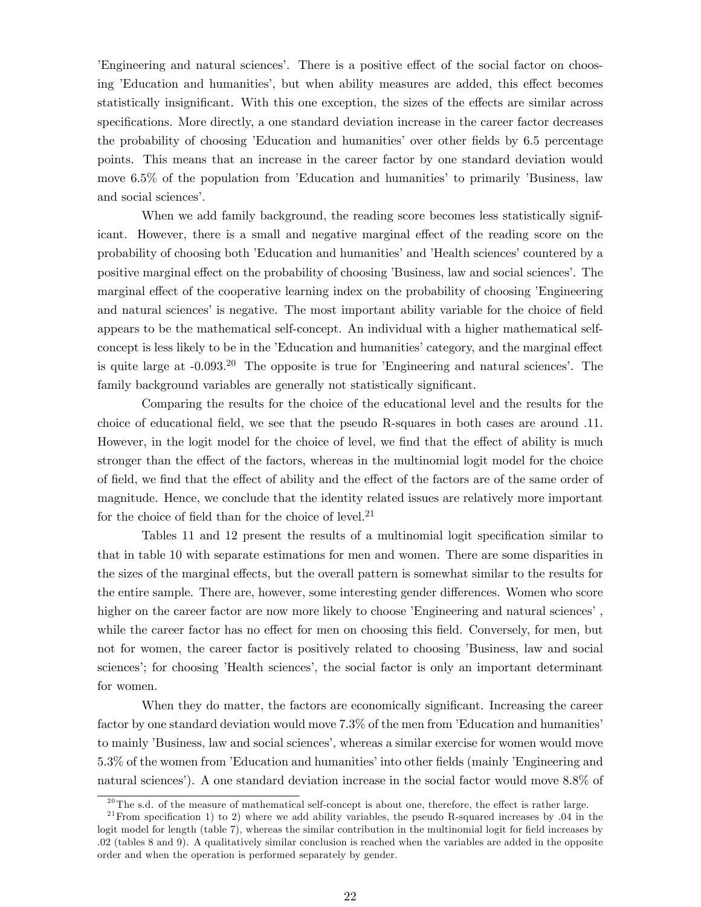'Engineering and natural sciences'. There is a positive effect of the social factor on choosing 'Education and humanities', but when ability measures are added, this effect becomes statistically insignificant. With this one exception, the sizes of the effects are similar across specifications. More directly, a one standard deviation increase in the career factor decreases the probability of choosing 'Education and humanities' over other fields by 6.5 percentage points. This means that an increase in the career factor by one standard deviation would move 6.5% of the population from 'Education and humanities' to primarily 'Business, law and social sciences'.

When we add family background, the reading score becomes less statistically significant. However, there is a small and negative marginal effect of the reading score on the probability of choosing both 'Education and humanities' and 'Health sciences' countered by a positive marginal effect on the probability of choosing 'Business, law and social sciences'. The marginal effect of the cooperative learning index on the probability of choosing 'Engineering and natural sciences' is negative. The most important ability variable for the choice of field appears to be the mathematical self-concept. An individual with a higher mathematical self-concept is less likely to be in the 'Education and humanities' category, and the marginal effect is quite large at -0.093.[20] The opposite is true for 'Engineering and natural sciences'. The family background variables are generally not statistically significant.

Comparing the results for the choice of the educational level and the results for the choice of educational field, we see that the pseudo R-squares in both cases are around .11. However, in the logit model for the choice of level, we find that the effect of ability is much stronger than the effect of the factors, whereas in the multinomial logit model for the choice of field, we find that the effect of ability and the effect of the factors are of the same order of magnitude. Hence, we conclude that the identity related issues are relatively more important for the choice of field than for the choice of level.[21]

Tables 11 and 12 present the results of a multinomial logit specification similar to that in table 10 with separate estimations for men and women. There are some disparities in the sizes of the marginal effects, but the overall pattern is somewhat similar to the results for the entire sample. There are, however, some interesting gender differences. Women who score higher on the career factor are now more likely to choose 'Engineering and natural sciences' , while the career factor has no effect for men on choosing this field. Conversely, for men, but not for women, the career factor is positively related to choosing 'Business, law and social sciences'; for choosing 'Health sciences', the social factor is only an important determinant for women.

When they do matter, the factors are economically significant. Increasing the career factor by one standard deviation would move 7.3% of the men from 'Education and humanities' to mainly 'Business, law and social sciences', whereas a similar exercise for women would move 5.3% of the women from 'Education and humanities' into other fields (mainly 'Engineering and natural sciences'). A one standard deviation increase in the social factor would move 8.8% of

---

[20] The s.d. of the measure of mathematical self-concept is about one, therefore, the effect is rather large.

[21] From specification 1) to 2) where we add ability variables, the pseudo R-squared increases by .04 in the logit model for length (table 7), whereas the similar contribution in the multinomial logit for field increases by .02 (tables 8 and 9). A qualitatively similar conclusion is reached when the variables are added in the opposite order and when the operation is performed separately by gender.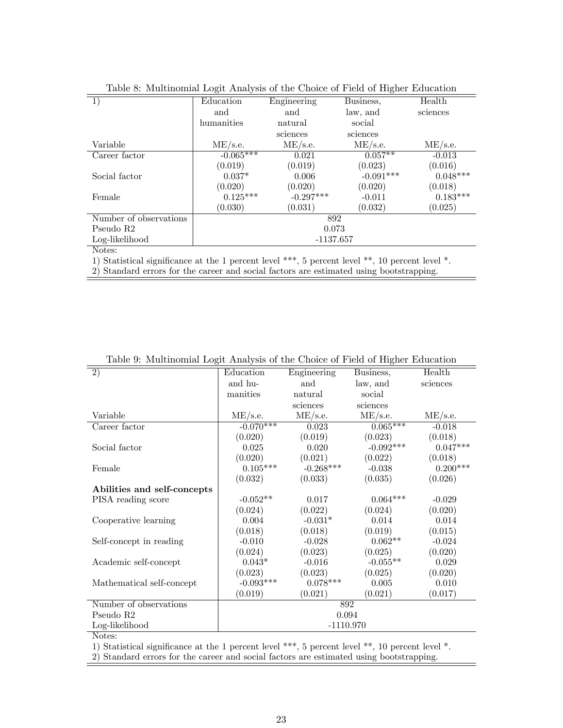Table 8: Multinomial Logit Analysis of the Choice of Field of Higher Education

| 1) | Education and humanities | Engineering and natural sciences | Business, law, and social sciences | Health sciences |
|---|---|---|---|---|
| Variable | ME/s.e. | ME/s.e. | ME/s.e. | ME/s.e. |
| Career factor | -0.065*** | 0.021 | 0.057** | -0.013 |
| | (0.019) | (0.019) | (0.023) | (0.016) |
| Social factor | 0.037* | 0.006 | -0.091*** | 0.048*** |
| | (0.020) | (0.020) | (0.020) | (0.018) |
| Female | 0.125*** | -0.297*** | -0.011 | 0.183*** |
| | (0.030) | (0.031) | (0.032) | (0.025) |
| Number of observations | 892 | | | |
| Pseudo R2 | 0.073 | | | |
| Log-likelihood | -1137.657 | | | |

Notes:

1) Statistical significance at the 1 percent level ***, 5 percent level **, 10 percent level *.

2) Standard errors for the career and social factors are estimated using bootstrapping.

Table 9: Multinomial Logit Analysis of the Choice of Field of Higher Education

| 2) | Education and humanities | Engineering and natural sciences | Business, law, and social sciences | Health sciences |
|---|---|---|---|---|
| Variable | ME/s.e. | ME/s.e. | ME/s.e. | ME/s.e. |
| Career factor | -0.070*** | 0.023 | 0.065*** | -0.018 |
| | (0.020) | (0.019) | (0.023) | (0.018) |
| Social factor | 0.025 | 0.020 | -0.092*** | 0.047*** |
| | (0.020) | (0.021) | (0.022) | (0.018) |
| Female | 0.105*** | -0.268*** | -0.038 | 0.200*** |
| | (0.032) | (0.033) | (0.035) | (0.026) |
| **Abilities and self-concepts** | | | | |
| PISA reading score | -0.052** | 0.017 | 0.064*** | -0.029 |
| | (0.024) | (0.022) | (0.024) | (0.020) |
| Cooperative learning | 0.004 | -0.031* | 0.014 | 0.014 |
| | (0.018) | (0.018) | (0.019) | (0.015) |
| Self-concept in reading | -0.010 | -0.028 | 0.062** | -0.024 |
| | (0.024) | (0.023) | (0.025) | (0.020) |
| Academic self-concept | 0.043* | -0.016 | -0.055** | 0.029 |
| | (0.023) | (0.023) | (0.025) | (0.020) |
| Mathematical self-concept | -0.093*** | 0.078*** | 0.005 | 0.010 |
| | (0.019) | (0.021) | (0.021) | (0.017) |
| Number of observations | 892 | | | |
| Pseudo R2 | 0.094 | | | |
| Log-likelihood | -1110.970 | | | |

Notes:

1) Statistical significance at the 1 percent level ***, 5 percent level **, 10 percent level *.

2) Standard errors for the career and social factors are estimated using bootstrapping.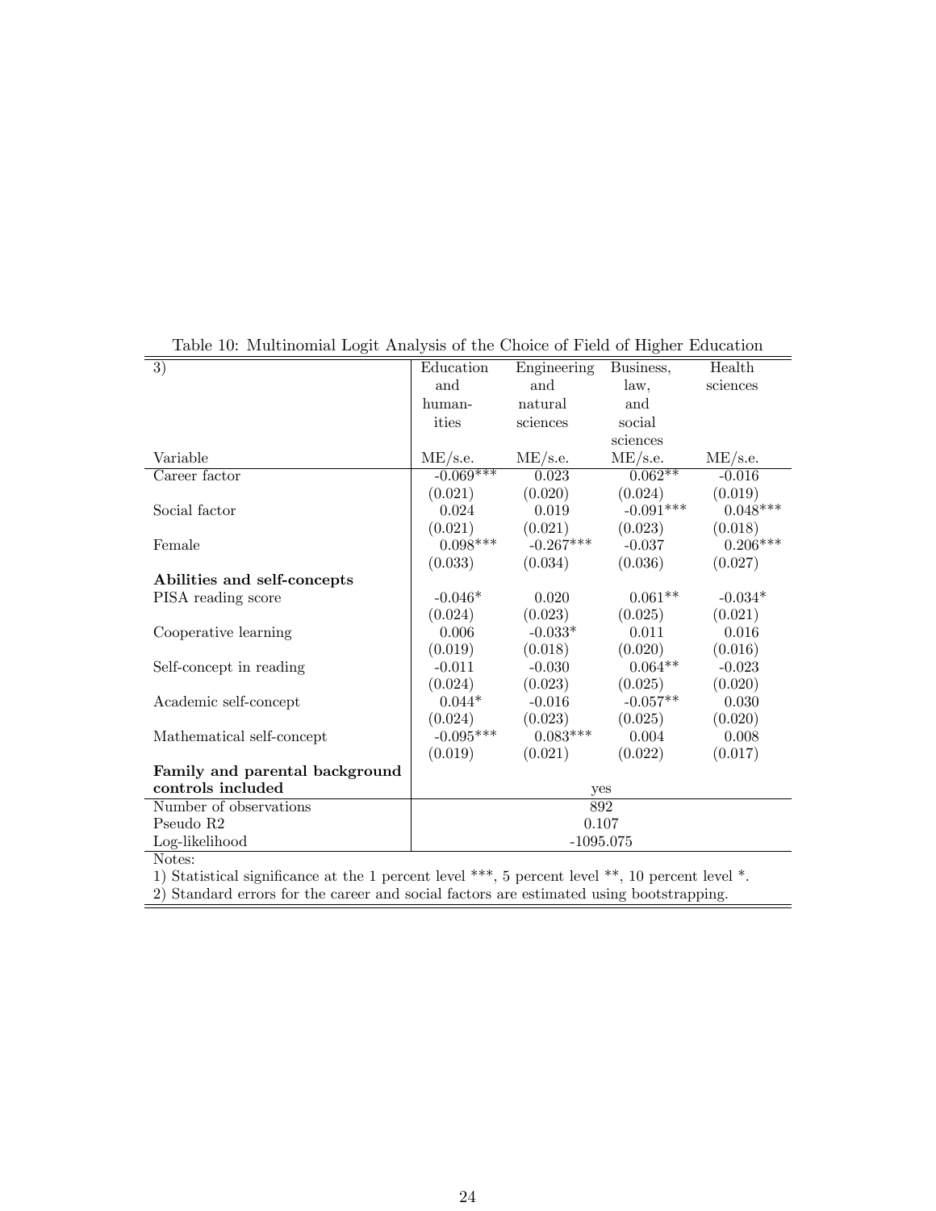Table 10: Multinomial Logit Analysis of the Choice of Field of Higher Education

| 3) | Education and humanities | Engineering and natural sciences | Business, law, and social sciences | Health sciences |
|---|---|---|---|---|
| Variable | ME/s.e. | ME/s.e. | ME/s.e. | ME/s.e. |
| Career factor | -0.069*** | 0.023 | 0.062** | -0.016 |
| | (0.021) | (0.020) | (0.024) | (0.019) |
| Social factor | 0.024 | 0.019 | -0.091*** | 0.048*** |
| | (0.021) | (0.021) | (0.023) | (0.018) |
| Female | 0.098*** | -0.267*** | -0.037 | 0.206*** |
| | (0.033) | (0.034) | (0.036) | (0.027) |
| **Abilities and self-concepts** | | | | |
| PISA reading score | -0.046* | 0.020 | 0.061** | -0.034* |
| | (0.024) | (0.023) | (0.025) | (0.021) |
| Cooperative learning | 0.006 | -0.033* | 0.011 | 0.016 |
| | (0.019) | (0.018) | (0.020) | (0.016) |
| Self-concept in reading | -0.011 | -0.030 | 0.064** | -0.023 |
| | (0.024) | (0.023) | (0.025) | (0.020) |
| Academic self-concept | 0.044* | -0.016 | -0.057** | 0.030 |
| | (0.024) | (0.023) | (0.025) | (0.020) |
| Mathematical self-concept | -0.095*** | 0.083*** | 0.004 | 0.008 |
| | (0.019) | (0.021) | (0.022) | (0.017) |
| **Family and parental background controls included** | yes | | | |
| Number of observations | 892 | | | |
| Pseudo R2 | 0.107 | | | |
| Log-likelihood | -1095.075 | | | |

Notes:

1) Statistical significance at the 1 percent level ***, 5 percent level **, 10 percent level *.

2) Standard errors for the career and social factors are estimated using bootstrapping.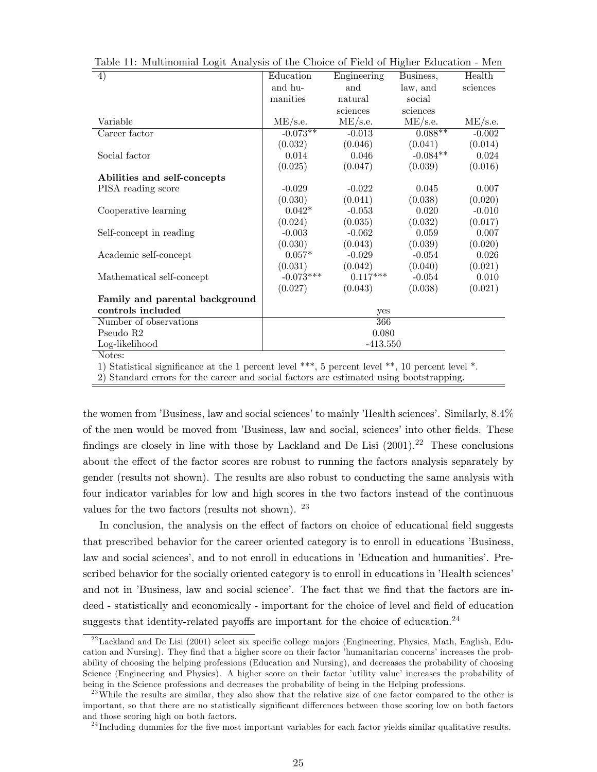Table 11: Multinomial Logit Analysis of the Choice of Field of Higher Education - Men

| 4) Variable | Education and humanities ME/s.e. | Engineering and natural sciences ME/s.e. | Business, law, and social sciences ME/s.e. | Health sciences ME/s.e. |
|---|---|---|---|---|
| Career factor | -0.073** | -0.013 | 0.088** | -0.002 |
| | (0.032) | (0.046) | (0.041) | (0.014) |
| Social factor | 0.014 | 0.046 | -0.084** | 0.024 |
| | (0.025) | (0.047) | (0.039) | (0.016) |
| **Abilities and self-concepts** | | | | |
| PISA reading score | -0.029 | -0.022 | 0.045 | 0.007 |
| | (0.030) | (0.041) | (0.038) | (0.020) |
| Cooperative learning | 0.042* | -0.053 | 0.020 | -0.010 |
| | (0.024) | (0.035) | (0.032) | (0.017) |
| Self-concept in reading | -0.003 | -0.062 | 0.059 | 0.007 |
| | (0.030) | (0.043) | (0.039) | (0.020) |
| Academic self-concept | 0.057* | -0.029 | -0.054 | 0.026 |
| | (0.031) | (0.042) | (0.040) | (0.021) |
| Mathematical self-concept | -0.073*** | 0.117*** | -0.054 | 0.010 |
| | (0.027) | (0.043) | (0.038) | (0.021) |
| **Family and parental background controls included** | yes | | | |
| Number of observations | 366 | | | |
| Pseudo R2 | 0.080 | | | |
| Log-likelihood | -413.550 | | | |

Notes:

1) Statistical significance at the 1 percent level ***, 5 percent level **, 10 percent level *.

2) Standard errors for the career and social factors are estimated using bootstrapping.

the women from 'Business, law and social sciences' to mainly 'Health sciences'. Similarly, 8.4% of the men would be moved from 'Business, law and social, sciences' into other fields. These findings are closely in line with those by Lackland and De Lisi (2001).[22] These conclusions about the effect of the factor scores are robust to running the factors analysis separately by gender (results not shown). The results are also robust to conducting the same analysis with four indicator variables for low and high scores in the two factors instead of the continuous values for the two factors (results not shown). [23]

In conclusion, the analysis on the effect of factors on choice of educational field suggests that prescribed behavior for the career oriented category is to enroll in educations 'Business, law and social sciences', and to not enroll in educations in 'Education and humanities'. Prescribed behavior for the socially oriented category is to enroll in educations in 'Health sciences' and not in 'Business, law and social science'. The fact that we find that the factors are indeed - statistically and economically - important for the choice of level and field of education suggests that identity-related payoffs are important for the choice of education.[24]

[22] Lackland and De Lisi (2001) select six specific college majors (Engineering, Physics, Math, English, Education and Nursing). They find that a higher score on their factor 'humanitarian concerns' increases the probability of choosing the helping professions (Education and Nursing), and decreases the probability of choosing Science (Engineering and Physics). A higher score on their factor 'utility value' increases the probability of being in the Science professions and decreases the probability of being in the Helping professions.

[23] While the results are similar, they also show that the relative size of one factor compared to the other is important, so that there are no statistically significant differences between those scoring low on both factors and those scoring high on both factors.

[24] Including dummies for the five most important variables for each factor yields similar qualitative results.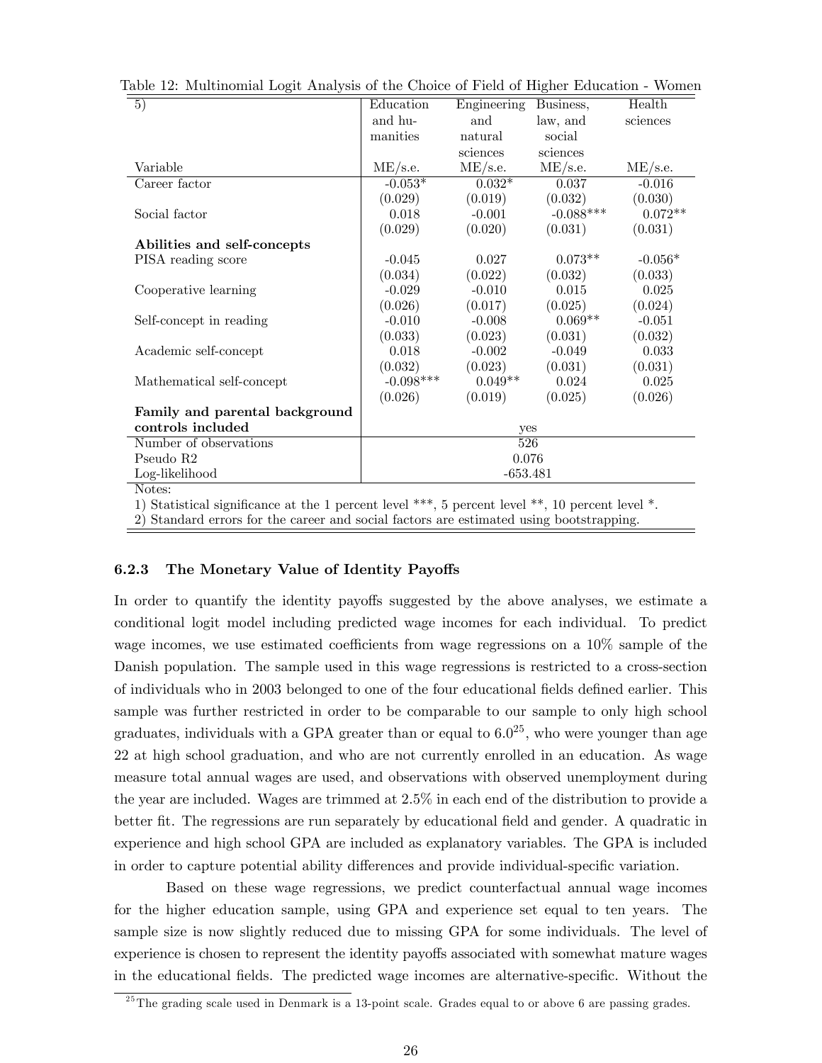Table 12: Multinomial Logit Analysis of the Choice of Field of Higher Education - Women

| 5) Variable | Education and humanities ME/s.e. | Engineering and natural sciences ME/s.e. | Business, law, and social sciences ME/s.e. | Health sciences ME/s.e. |
|---|---|---|---|---|
| Career factor | -0.053* | 0.032* | 0.037 | -0.016 |
| | (0.029) | (0.019) | (0.032) | (0.030) |
| Social factor | 0.018 | -0.001 | -0.088*** | 0.072** |
| | (0.029) | (0.020) | (0.031) | (0.031) |
| **Abilities and self-concepts** | | | | |
| PISA reading score | -0.045 | 0.027 | 0.073** | -0.056* |
| | (0.034) | (0.022) | (0.032) | (0.033) |
| Cooperative learning | -0.029 | -0.010 | 0.015 | 0.025 |
| | (0.026) | (0.017) | (0.025) | (0.024) |
| Self-concept in reading | -0.010 | -0.008 | 0.069** | -0.051 |
| | (0.033) | (0.023) | (0.031) | (0.032) |
| Academic self-concept | 0.018 | -0.002 | -0.049 | 0.033 |
| | (0.032) | (0.023) | (0.031) | (0.031) |
| Mathematical self-concept | -0.098*** | 0.049** | 0.024 | 0.025 |
| | (0.026) | (0.019) | (0.025) | (0.026) |
| **Family and parental background controls included** | yes | | | |
| Number of observations | 526 | | | |
| Pseudo R2 | 0.076 | | | |
| Log-likelihood | -653.481 | | | |

Notes:
1) Statistical significance at the 1 percent level ***, 5 percent level **, 10 percent level *.
2) Standard errors for the career and social factors are estimated using bootstrapping.

### 6.2.3 The Monetary Value of Identity Payoffs

In order to quantify the identity payoffs suggested by the above analyses, we estimate a conditional logit model including predicted wage incomes for each individual. To predict wage incomes, we use estimated coefficients from wage regressions on a 10% sample of the Danish population. The sample used in this wage regressions is restricted to a cross-section of individuals who in 2003 belonged to one of the four educational fields defined earlier. This sample was further restricted in order to be comparable to our sample to only high school graduates, individuals with a GPA greater than or equal to 6.0[25], who were younger than age 22 at high school graduation, and who are not currently enrolled in an education. As wage measure total annual wages are used, and observations with observed unemployment during the year are included. Wages are trimmed at 2.5% in each end of the distribution to provide a better fit. The regressions are run separately by educational field and gender. A quadratic in experience and high school GPA are included as explanatory variables. The GPA is included in order to capture potential ability differences and provide individual-specific variation.

Based on these wage regressions, we predict counterfactual annual wage incomes for the higher education sample, using GPA and experience set equal to ten years. The sample size is now slightly reduced due to missing GPA for some individuals. The level of experience is chosen to represent the identity payoffs associated with somewhat mature wages in the educational fields. The predicted wage incomes are alternative-specific. Without the

[25] The grading scale used in Denmark is a 13-point scale. Grades equal to or above 6 are passing grades.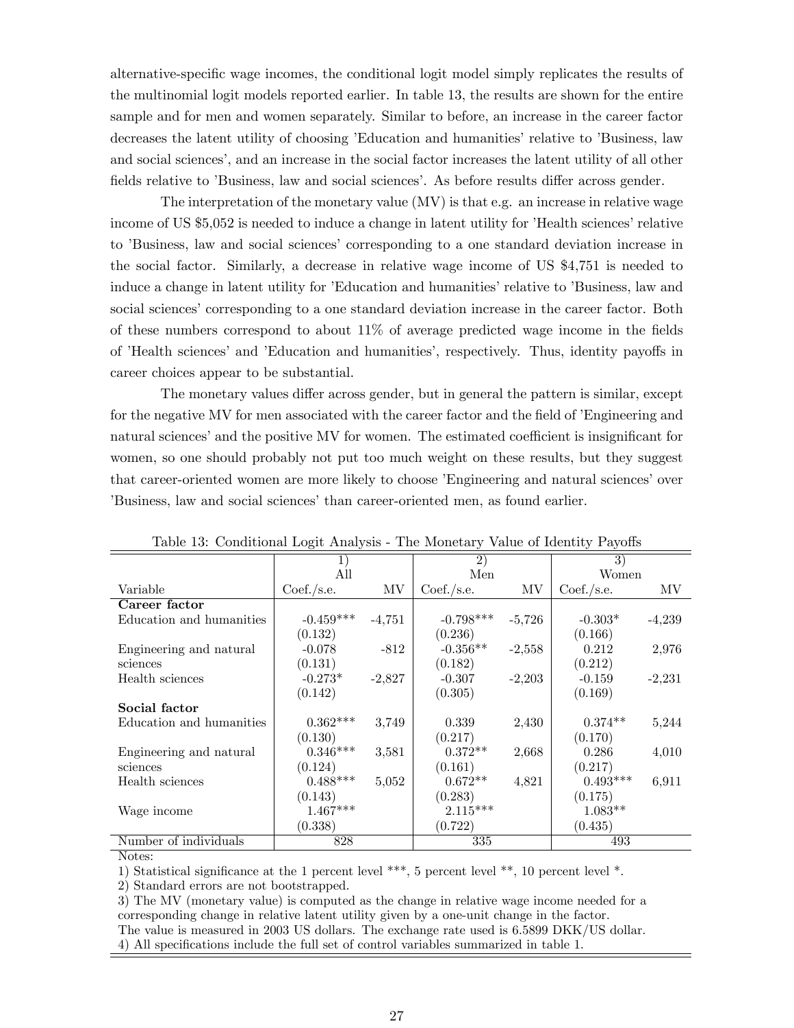alternative-specific wage incomes, the conditional logit model simply replicates the results of the multinomial logit models reported earlier. In table 13, the results are shown for the entire sample and for men and women separately. Similar to before, an increase in the career factor decreases the latent utility of choosing 'Education and humanities' relative to 'Business, law and social sciences', and an increase in the social factor increases the latent utility of all other fields relative to 'Business, law and social sciences'. As before results differ across gender.

The interpretation of the monetary value (MV) is that e.g. an increase in relative wage income of US $5,052 is needed to induce a change in latent utility for 'Health sciences' relative to 'Business, law and social sciences' corresponding to a one standard deviation increase in the social factor. Similarly, a decrease in relative wage income of US $4,751 is needed to induce a change in latent utility for 'Education and humanities' relative to 'Business, law and social sciences' corresponding to a one standard deviation increase in the career factor. Both of these numbers correspond to about 11% of average predicted wage income in the fields of 'Health sciences' and 'Education and humanities', respectively. Thus, identity payoffs in career choices appear to be substantial.

The monetary values differ across gender, but in general the pattern is similar, except for the negative MV for men associated with the career factor and the field of 'Engineering and natural sciences' and the positive MV for women. The estimated coefficient is insignificant for women, so one should probably not put too much weight on these results, but they suggest that career-oriented women are more likely to choose 'Engineering and natural sciences' over 'Business, law and social sciences' than career-oriented men, as found earlier.

Table 13: Conditional Logit Analysis - The Monetary Value of Identity Payoffs

| | 1) All | | 2) Men | | 3) Women | |
|---|---|---|---|---|---|---|
| Variable | Coef./s.e. | MV | Coef./s.e. | MV | Coef./s.e. | MV |
| **Career factor** | | | | | | |
| Education and humanities | -0.459*** | -4,751 | -0.798*** | -5,726 | -0.303* | -4,239 |
| | (0.132) | | (0.236) | | (0.166) | |
| Engineering and natural sciences | -0.078 | -812 | -0.356** | -2,558 | 0.212 | 2,976 |
| | (0.131) | | (0.182) | | (0.212) | |
| Health sciences | -0.273* | -2,827 | -0.307 | -2,203 | -0.159 | -2,231 |
| | (0.142) | | (0.305) | | (0.169) | |
| **Social factor** | | | | | | |
| Education and humanities | 0.362*** | 3,749 | 0.339 | 2,430 | 0.374** | 5,244 |
| | (0.130) | | (0.217) | | (0.170) | |
| Engineering and natural sciences | 0.346*** | 3,581 | 0.372** | 2,668 | 0.286 | 4,010 |
| | (0.124) | | (0.161) | | (0.217) | |
| Health sciences | 0.488*** | 5,052 | 0.672** | 4,821 | 0.493*** | 6,911 |
| | (0.143) | | (0.283) | | (0.175) | |
| Wage income | 1.467*** | | 2.115*** | | 1.083** | |
| | (0.338) | | (0.722) | | (0.435) | |
| Number of individuals | 828 | | 335 | | 493 | |

Notes:
1) Statistical significance at the 1 percent level ***, 5 percent level **, 10 percent level *.
2) Standard errors are not bootstrapped.
3) The MV (monetary value) is computed as the change in relative wage income needed for a corresponding change in relative latent utility given by a one-unit change in the factor.
The value is measured in 2003 US dollars. The exchange rate used is 6.5899 DKK/US dollar.
4) All specifications include the full set of control variables summarized in table 1.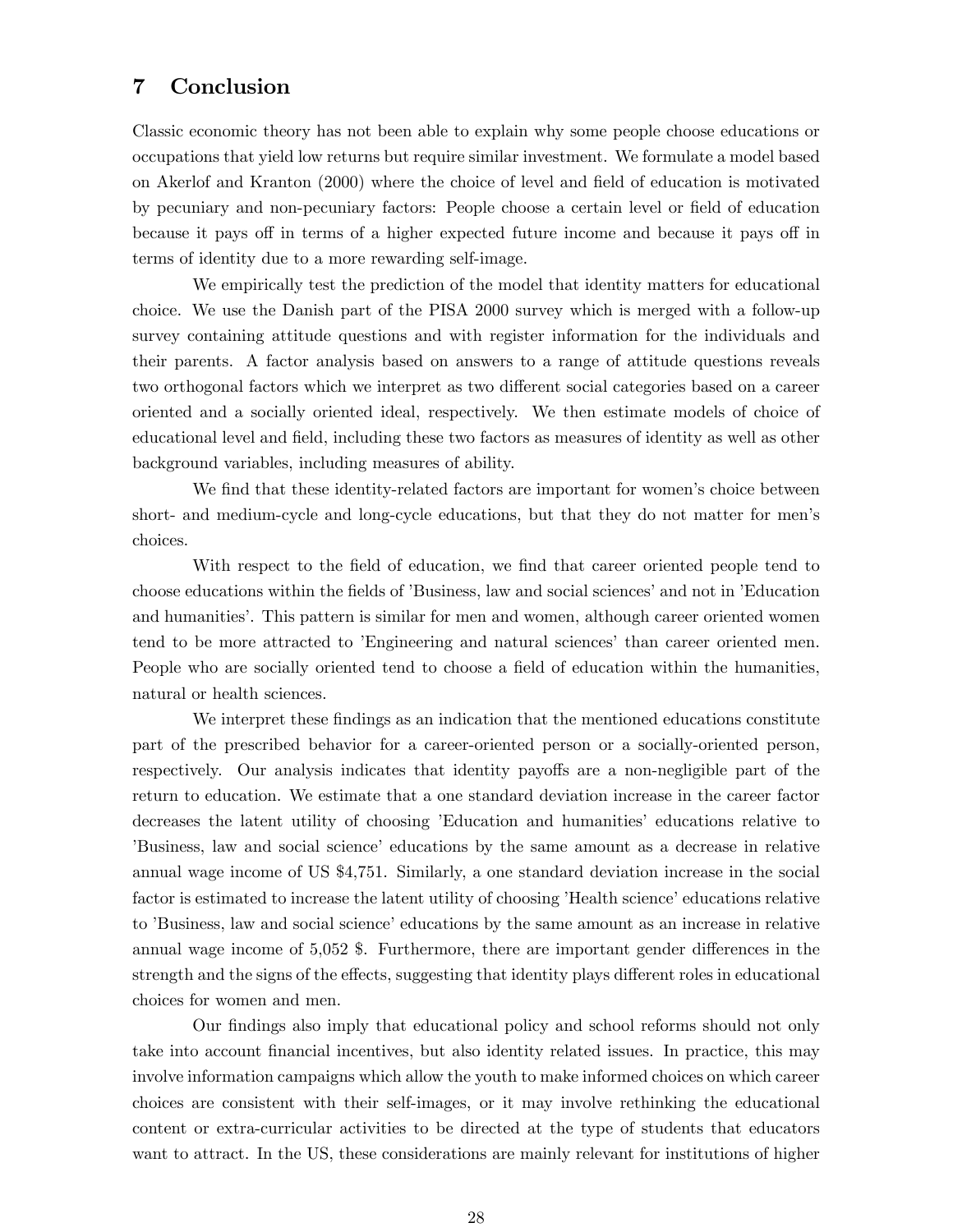# 7 Conclusion

Classic economic theory has not been able to explain why some people choose educations or occupations that yield low returns but require similar investment. We formulate a model based on Akerlof and Kranton (2000) where the choice of level and field of education is motivated by pecuniary and non-pecuniary factors: People choose a certain level or field of education because it pays off in terms of a higher expected future income and because it pays off in terms of identity due to a more rewarding self-image.

We empirically test the prediction of the model that identity matters for educational choice. We use the Danish part of the PISA 2000 survey which is merged with a follow-up survey containing attitude questions and with register information for the individuals and their parents. A factor analysis based on answers to a range of attitude questions reveals two orthogonal factors which we interpret as two different social categories based on a career oriented and a socially oriented ideal, respectively. We then estimate models of choice of educational level and field, including these two factors as measures of identity as well as other background variables, including measures of ability.

We find that these identity-related factors are important for women's choice between short- and medium-cycle and long-cycle educations, but that they do not matter for men's choices.

With respect to the field of education, we find that career oriented people tend to choose educations within the fields of 'Business, law and social sciences' and not in 'Education and humanities'. This pattern is similar for men and women, although career oriented women tend to be more attracted to 'Engineering and natural sciences' than career oriented men. People who are socially oriented tend to choose a field of education within the humanities, natural or health sciences.

We interpret these findings as an indication that the mentioned educations constitute part of the prescribed behavior for a career-oriented person or a socially-oriented person, respectively. Our analysis indicates that identity payoffs are a non-negligible part of the return to education. We estimate that a one standard deviation increase in the career factor decreases the latent utility of choosing 'Education and humanities' educations relative to 'Business, law and social science' educations by the same amount as a decrease in relative annual wage income of US $4,751. Similarly, a one standard deviation increase in the social factor is estimated to increase the latent utility of choosing 'Health science' educations relative to 'Business, law and social science' educations by the same amount as an increase in relative annual wage income of 5,052 $. Furthermore, there are important gender differences in the strength and the signs of the effects, suggesting that identity plays different roles in educational choices for women and men.

Our findings also imply that educational policy and school reforms should not only take into account financial incentives, but also identity related issues. In practice, this may involve information campaigns which allow the youth to make informed choices on which career choices are consistent with their self-images, or it may involve rethinking the educational content or extra-curricular activities to be directed at the type of students that educators want to attract. In the US, these considerations are mainly relevant for institutions of higher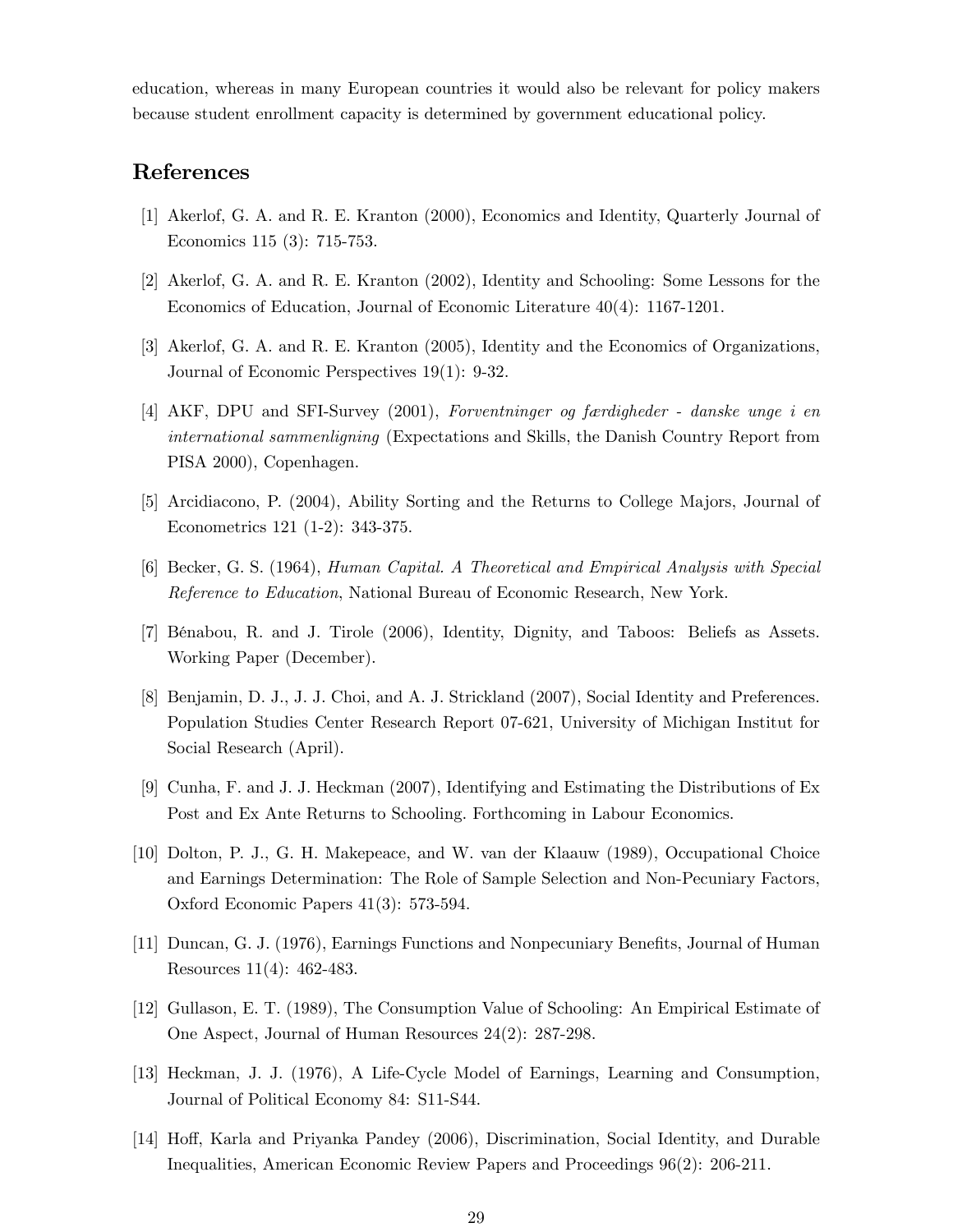education, whereas in many European countries it would also be relevant for policy makers because student enrollment capacity is determined by government educational policy.

## References

[1] Akerlof, G. A. and R. E. Kranton (2000), Economics and Identity, Quarterly Journal of Economics 115 (3): 715-753.

[2] Akerlof, G. A. and R. E. Kranton (2002), Identity and Schooling: Some Lessons for the Economics of Education, Journal of Economic Literature 40(4): 1167-1201.

[3] Akerlof, G. A. and R. E. Kranton (2005), Identity and the Economics of Organizations, Journal of Economic Perspectives 19(1): 9-32.

[4] AKF, DPU and SFI-Survey (2001), *Forventninger og færdigheder - danske unge i en international sammenligning* (Expectations and Skills, the Danish Country Report from PISA 2000), Copenhagen.

[5] Arcidiacono, P. (2004), Ability Sorting and the Returns to College Majors, Journal of Econometrics 121 (1-2): 343-375.

[6] Becker, G. S. (1964), *Human Capital. A Theoretical and Empirical Analysis with Special Reference to Education*, National Bureau of Economic Research, New York.

[7] Bénabou, R. and J. Tirole (2006), Identity, Dignity, and Taboos: Beliefs as Assets. Working Paper (December).

[8] Benjamin, D. J., J. J. Choi, and A. J. Strickland (2007), Social Identity and Preferences. Population Studies Center Research Report 07-621, University of Michigan Institut for Social Research (April).

[9] Cunha, F. and J. J. Heckman (2007), Identifying and Estimating the Distributions of Ex Post and Ex Ante Returns to Schooling. Forthcoming in Labour Economics.

[10] Dolton, P. J., G. H. Makepeace, and W. van der Klaauw (1989), Occupational Choice and Earnings Determination: The Role of Sample Selection and Non-Pecuniary Factors, Oxford Economic Papers 41(3): 573-594.

[11] Duncan, G. J. (1976), Earnings Functions and Nonpecuniary Benefits, Journal of Human Resources 11(4): 462-483.

[12] Gullason, E. T. (1989), The Consumption Value of Schooling: An Empirical Estimate of One Aspect, Journal of Human Resources 24(2): 287-298.

[13] Heckman, J. J. (1976), A Life-Cycle Model of Earnings, Learning and Consumption, Journal of Political Economy 84: S11-S44.

[14] Hoff, Karla and Priyanka Pandey (2006), Discrimination, Social Identity, and Durable Inequalities, American Economic Review Papers and Proceedings 96(2): 206-211.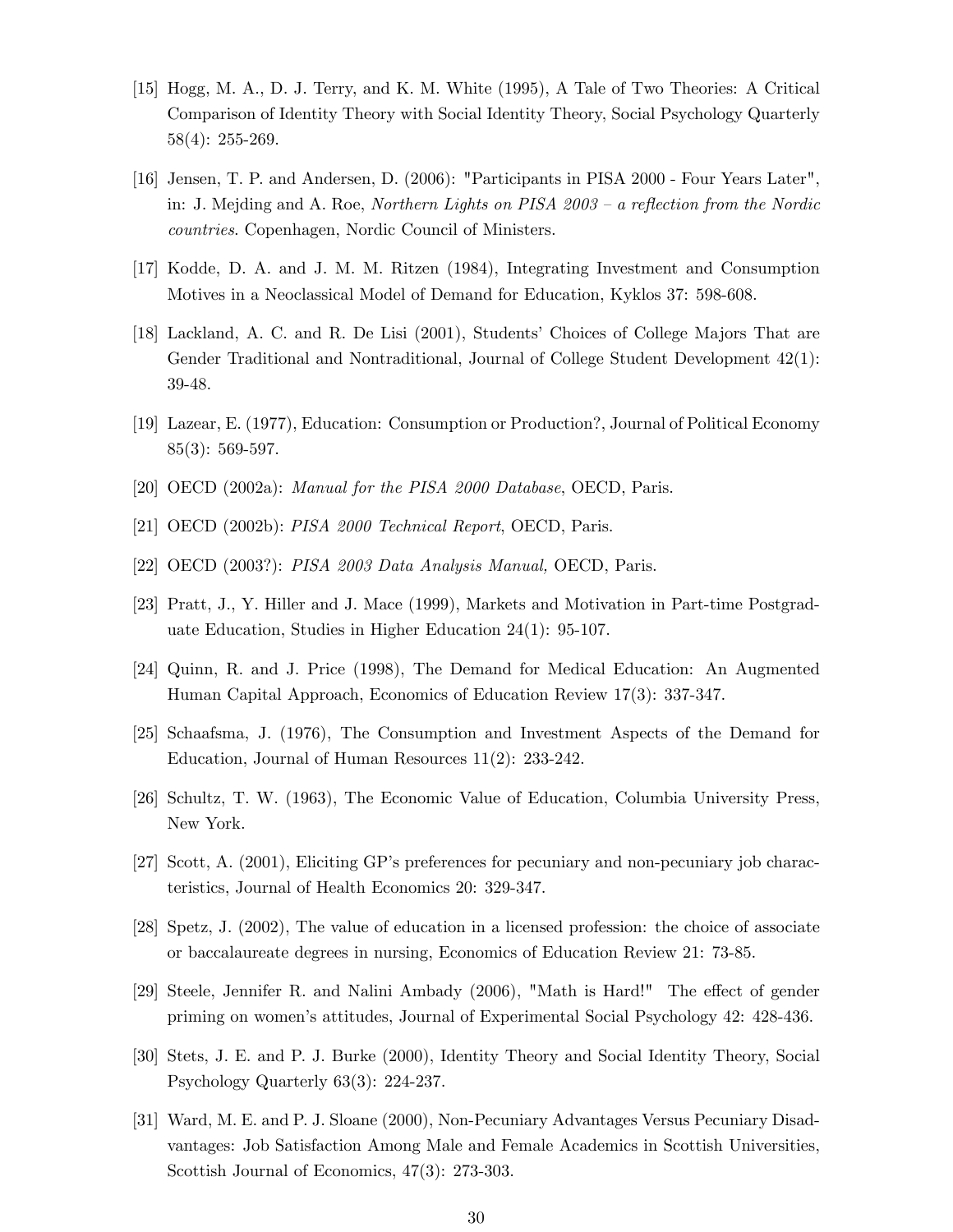[15] Hogg, M. A., D. J. Terry, and K. M. White (1995), A Tale of Two Theories: A Critical Comparison of Identity Theory with Social Identity Theory, Social Psychology Quarterly 58(4): 255-269.

[16] Jensen, T. P. and Andersen, D. (2006): "Participants in PISA 2000 - Four Years Later", in: J. Mejding and A. Roe, *Northern Lights on PISA 2003 – a reflection from the Nordic countries*. Copenhagen, Nordic Council of Ministers.

[17] Kodde, D. A. and J. M. M. Ritzen (1984), Integrating Investment and Consumption Motives in a Neoclassical Model of Demand for Education, Kyklos 37: 598-608.

[18] Lackland, A. C. and R. De Lisi (2001), Students' Choices of College Majors That are Gender Traditional and Nontraditional, Journal of College Student Development 42(1): 39-48.

[19] Lazear, E. (1977), Education: Consumption or Production?, Journal of Political Economy 85(3): 569-597.

[20] OECD (2002a): *Manual for the PISA 2000 Database*, OECD, Paris.

[21] OECD (2002b): *PISA 2000 Technical Report*, OECD, Paris.

[22] OECD (2003?): *PISA 2003 Data Analysis Manual,* OECD, Paris.

[23] Pratt, J., Y. Hiller and J. Mace (1999), Markets and Motivation in Part-time Postgraduate Education, Studies in Higher Education 24(1): 95-107.

[24] Quinn, R. and J. Price (1998), The Demand for Medical Education: An Augmented Human Capital Approach, Economics of Education Review 17(3): 337-347.

[25] Schaafsma, J. (1976), The Consumption and Investment Aspects of the Demand for Education, Journal of Human Resources 11(2): 233-242.

[26] Schultz, T. W. (1963), The Economic Value of Education, Columbia University Press, New York.

[27] Scott, A. (2001), Eliciting GP's preferences for pecuniary and non-pecuniary job characteristics, Journal of Health Economics 20: 329-347.

[28] Spetz, J. (2002), The value of education in a licensed profession: the choice of associate or baccalaureate degrees in nursing, Economics of Education Review 21: 73-85.

[29] Steele, Jennifer R. and Nalini Ambady (2006), "Math is Hard!" The effect of gender priming on women's attitudes, Journal of Experimental Social Psychology 42: 428-436.

[30] Stets, J. E. and P. J. Burke (2000), Identity Theory and Social Identity Theory, Social Psychology Quarterly 63(3): 224-237.

[31] Ward, M. E. and P. J. Sloane (2000), Non-Pecuniary Advantages Versus Pecuniary Disadvantages: Job Satisfaction Among Male and Female Academics in Scottish Universities, Scottish Journal of Economics, 47(3): 273-303.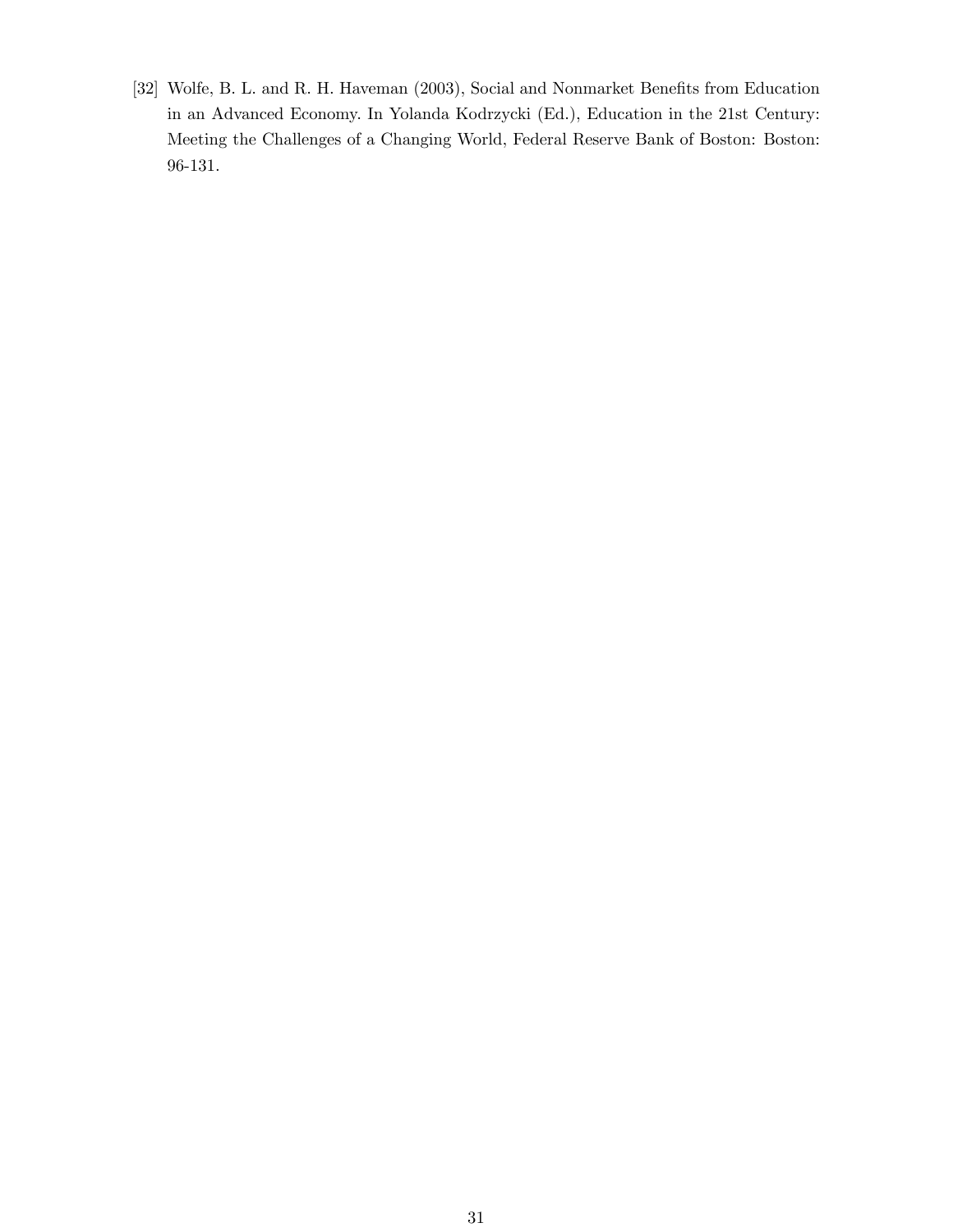[32] Wolfe, B. L. and R. H. Haveman (2003), Social and Nonmarket Benefits from Education in an Advanced Economy. In Yolanda Kodrzycki (Ed.), Education in the 21st Century: Meeting the Challenges of a Changing World, Federal Reserve Bank of Boston: Boston: 96-131.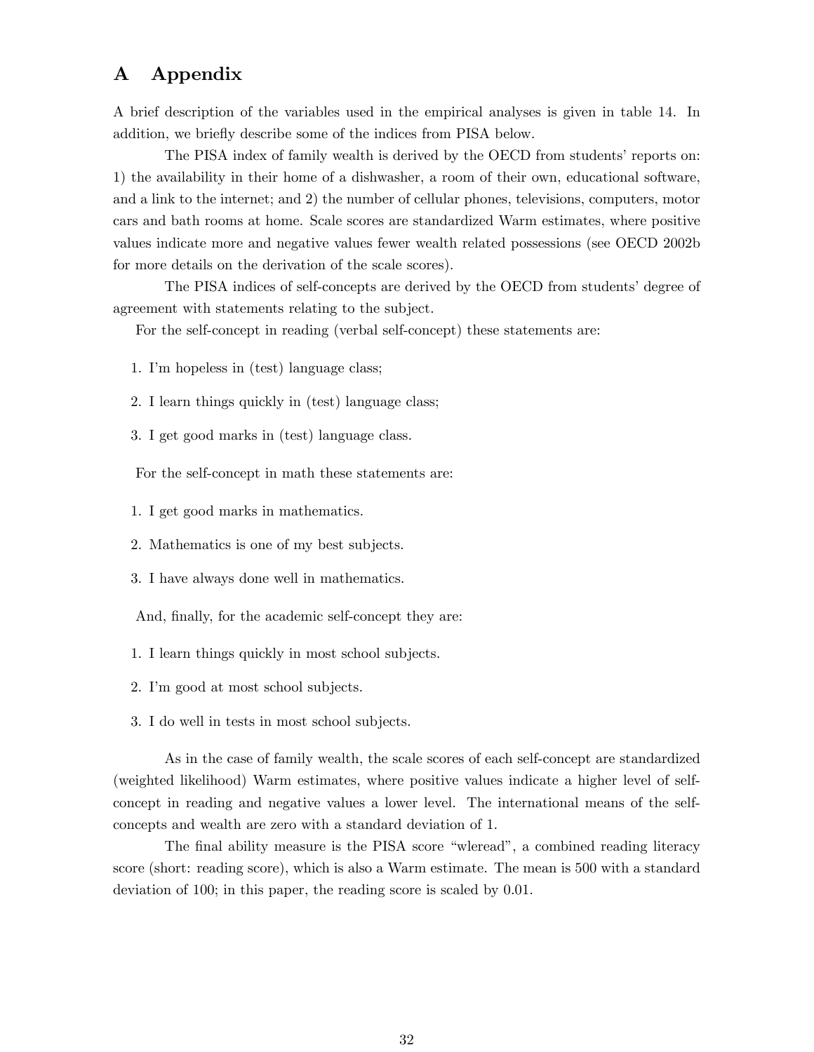# A Appendix

A brief description of the variables used in the empirical analyses is given in table 14. In addition, we briefly describe some of the indices from PISA below.

The PISA index of family wealth is derived by the OECD from students' reports on: 1) the availability in their home of a dishwasher, a room of their own, educational software, and a link to the internet; and 2) the number of cellular phones, televisions, computers, motor cars and bath rooms at home. Scale scores are standardized Warm estimates, where positive values indicate more and negative values fewer wealth related possessions (see OECD 2002b for more details on the derivation of the scale scores).

The PISA indices of self-concepts are derived by the OECD from students' degree of agreement with statements relating to the subject.

For the self-concept in reading (verbal self-concept) these statements are:

1. I'm hopeless in (test) language class;
2. I learn things quickly in (test) language class;
3. I get good marks in (test) language class.

For the self-concept in math these statements are:

1. I get good marks in mathematics.
2. Mathematics is one of my best subjects.
3. I have always done well in mathematics.

And, finally, for the academic self-concept they are:

1. I learn things quickly in most school subjects.
2. I'm good at most school subjects.
3. I do well in tests in most school subjects.

As in the case of family wealth, the scale scores of each self-concept are standardized (weighted likelihood) Warm estimates, where positive values indicate a higher level of self-concept in reading and negative values a lower level. The international means of the self-concepts and wealth are zero with a standard deviation of 1.

The final ability measure is the PISA score "wleread", a combined reading literacy score (short: reading score), which is also a Warm estimate. The mean is 500 with a standard deviation of 100; in this paper, the reading score is scaled by 0.01.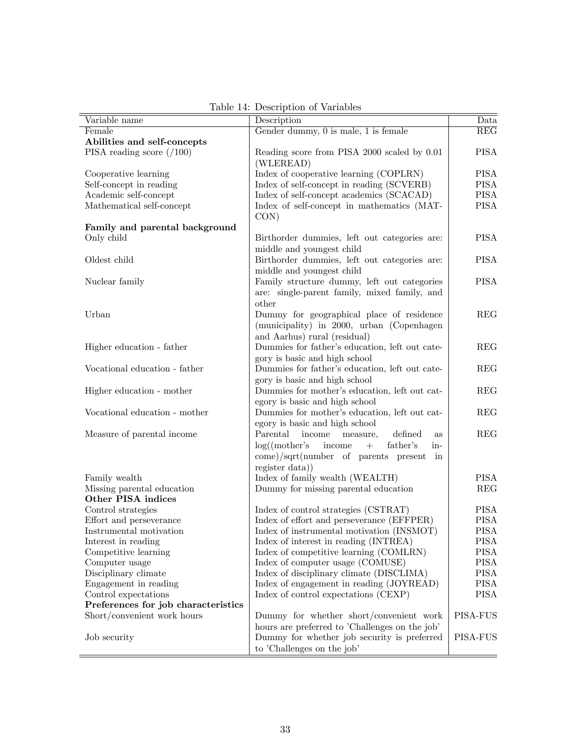Table 14: Description of Variables

| Variable name | Description | Data |
|---|---|---|
| Female | Gender dummy, 0 is male, 1 is female | REG |
| **Abilities and self-concepts** | | |
| PISA reading score (/100) | Reading score from PISA 2000 scaled by 0.01 (WLEREAD) | PISA |
| Cooperative learning | Index of cooperative learning (COPLRN) | PISA |
| Self-concept in reading | Index of self-concept in reading (SCVERB) | PISA |
| Academic self-concept | Index of self-concept academics (SCACAD) | PISA |
| Mathematical self-concept | Index of self-concept in mathematics (MATCON) | PISA |
| **Family and parental background** | | |
| Only child | Birthorder dummies, left out categories are: middle and youngest child | PISA |
| Oldest child | Birthorder dummies, left out categories are: middle and youngest child | PISA |
| Nuclear family | Family structure dummy, left out categories are: single-parent family, mixed family, and other | PISA |
| Urban | Dummy for geographical place of residence (municipality) in 2000, urban (Copenhagen and Aarhus) rural (residual) | REG |
| Higher education - father | Dummies for father's education, left out category is basic and high school | REG |
| Vocational education - father | Dummies for father's education, left out category is basic and high school | REG |
| Higher education - mother | Dummies for mother's education, left out category is basic and high school | REG |
| Vocational education - mother | Dummies for mother's education, left out category is basic and high school | REG |
| Measure of parental income | Parental income measure, defined as log((mother's income + father's income)/sqrt(number of parents present in register data)) | REG |
| Family wealth | Index of family wealth (WEALTH) | PISA |
| Missing parental education | Dummy for missing parental education | REG |
| **Other PISA indices** | | |
| Control strategies | Index of control strategies (CSTRAT) | PISA |
| Effort and perseverance | Index of effort and perseverance (EFFPER) | PISA |
| Instrumental motivation | Index of instrumental motivation (INSMOT) | PISA |
| Interest in reading | Index of interest in reading (INTREA) | PISA |
| Competitive learning | Index of competitive learning (COMLRN) | PISA |
| Computer usage | Index of computer usage (COMUSE) | PISA |
| Disciplinary climate | Index of disciplinary climate (DISCLIMA) | PISA |
| Engagement in reading | Index of engagement in reading (JOYREAD) | PISA |
| Control expectations | Index of control expectations (CEXP) | PISA |
| **Preferences for job characteristics** | | |
| Short/convenient work hours | Dummy for whether short/convenient work hours are preferred to 'Challenges on the job' | PISA-FUS |
| Job security | Dummy for whether job security is preferred to 'Challenges on the job' | PISA-FUS |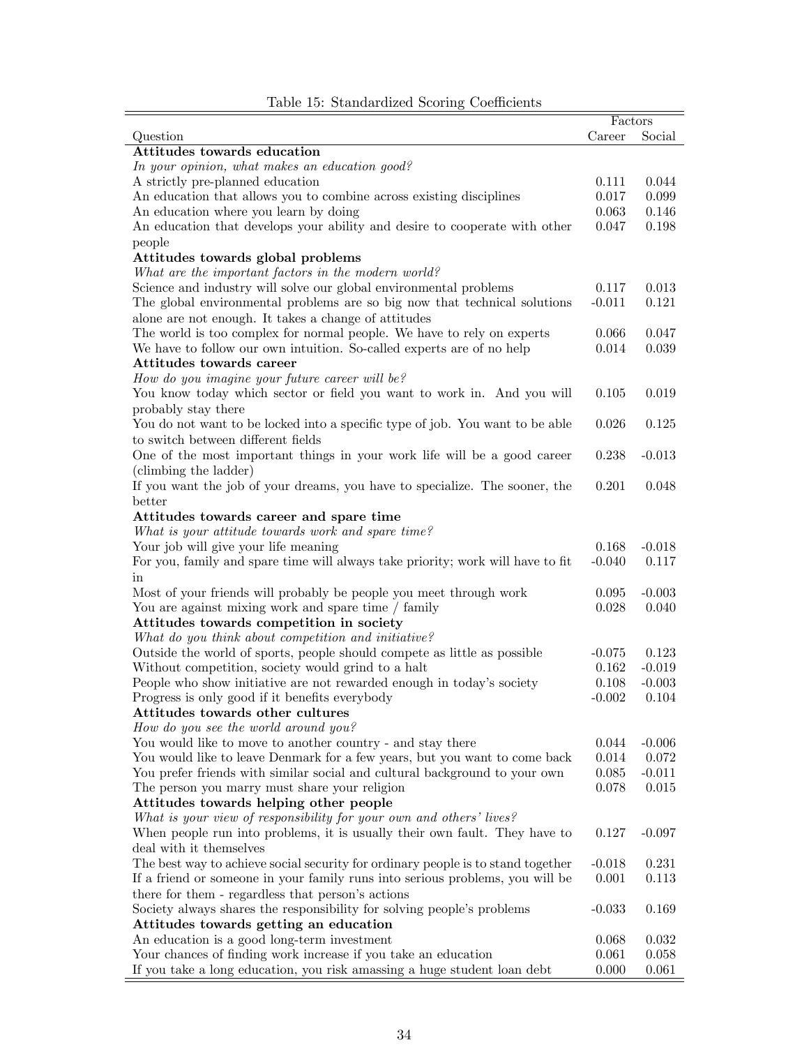Table 15: Standardized Scoring Coefficients

| | Factors | |
|---|---|---|
| Question | Career | Social |
| **Attitudes towards education** | | |
| *In your opinion, what makes an education good?* | | |
| A strictly pre-planned education | 0.111 | 0.044 |
| An education that allows you to combine across existing disciplines | 0.017 | 0.099 |
| An education where you learn by doing | 0.063 | 0.146 |
| An education that develops your ability and desire to cooperate with other people | 0.047 | 0.198 |
| **Attitudes towards global problems** | | |
| *What are the important factors in the modern world?* | | |
| Science and industry will solve our global environmental problems | 0.117 | 0.013 |
| The global environmental problems are so big now that technical solutions alone are not enough. It takes a change of attitudes | -0.011 | 0.121 |
| The world is too complex for normal people. We have to rely on experts | 0.066 | 0.047 |
| We have to follow our own intuition. So-called experts are of no help | 0.014 | 0.039 |
| **Attitudes towards career** | | |
| *How do you imagine your future career will be?* | | |
| You know today which sector or field you want to work in. And you will probably stay there | 0.105 | 0.019 |
| You do not want to be locked into a specific type of job. You want to be able to switch between different fields | 0.026 | 0.125 |
| One of the most important things in your work life will be a good career (climbing the ladder) | 0.238 | -0.013 |
| If you want the job of your dreams, you have to specialize. The sooner, the better | 0.201 | 0.048 |
| **Attitudes towards career and spare time** | | |
| *What is your attitude towards work and spare time?* | | |
| Your job will give your life meaning | 0.168 | -0.018 |
| For you, family and spare time will always take priority; work will have to fit in | -0.040 | 0.117 |
| Most of your friends will probably be people you meet through work | 0.095 | -0.003 |
| You are against mixing work and spare time / family | 0.028 | 0.040 |
| **Attitudes towards competition in society** | | |
| *What do you think about competition and initiative?* | | |
| Outside the world of sports, people should compete as little as possible | -0.075 | 0.123 |
| Without competition, society would grind to a halt | 0.162 | -0.019 |
| People who show initiative are not rewarded enough in today's society | 0.108 | -0.003 |
| Progress is only good if it benefits everybody | -0.002 | 0.104 |
| **Attitudes towards other cultures** | | |
| *How do you see the world around you?* | | |
| You would like to move to another country - and stay there | 0.044 | -0.006 |
| You would like to leave Denmark for a few years, but you want to come back | 0.014 | 0.072 |
| You prefer friends with similar social and cultural background to your own | 0.085 | -0.011 |
| The person you marry must share your religion | 0.078 | 0.015 |
| **Attitudes towards helping other people** | | |
| *What is your view of responsibility for your own and others' lives?* | | |
| When people run into problems, it is usually their own fault. They have to deal with it themselves | 0.127 | -0.097 |
| The best way to achieve social security for ordinary people is to stand together | -0.018 | 0.231 |
| If a friend or someone in your family runs into serious problems, you will be there for them - regardless that person's actions | 0.001 | 0.113 |
| Society always shares the responsibility for solving people's problems | -0.033 | 0.169 |
| **Attitudes towards getting an education** | | |
| An education is a good long-term investment | 0.068 | 0.032 |
| Your chances of finding work increase if you take an education | 0.061 | 0.058 |
| If you take a long education, you risk amassing a huge student loan debt | 0.000 | 0.061 |